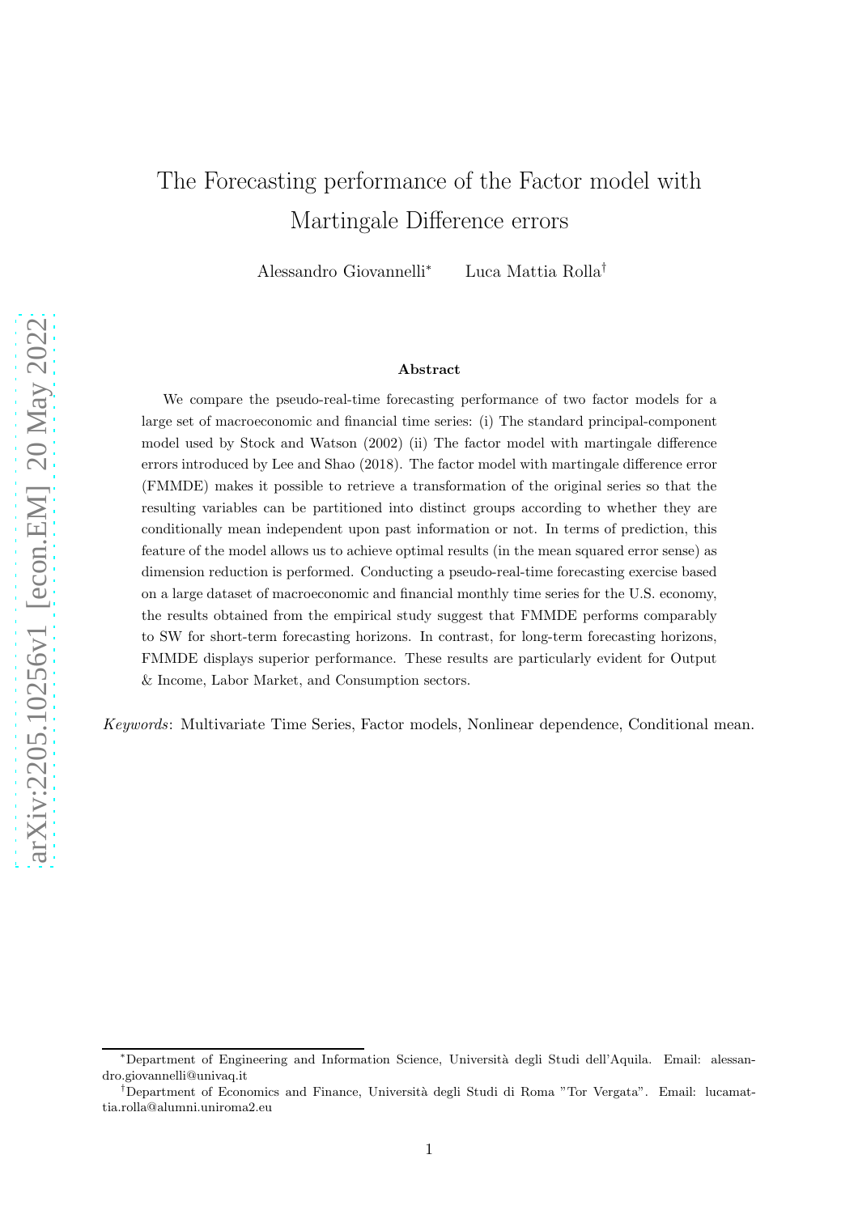# The Forecasting performance of the Factor model with Martingale Difference errors

Alessandro Giovannelli[*] Luca Mattia Rolla[†]

### Abstract

We compare the pseudo-real-time forecasting performance of two factor models for a large set of macroeconomic and financial time series: (i) The standard principal-component model used by Stock and Watson (2002) (ii) The factor model with martingale difference errors introduced by Lee and Shao (2018). The factor model with martingale difference error (FMMDE) makes it possible to retrieve a transformation of the original series so that the resulting variables can be partitioned into distinct groups according to whether they are conditionally mean independent upon past information or not. In terms of prediction, this feature of the model allows us to achieve optimal results (in the mean squared error sense) as dimension reduction is performed. Conducting a pseudo-real-time forecasting exercise based on a large dataset of macroeconomic and financial monthly time series for the U.S. economy, the results obtained from the empirical study suggest that FMMDE performs comparably to SW for short-term forecasting horizons. In contrast, for long-term forecasting horizons, FMMDE displays superior performance. These results are particularly evident for Output & Income, Labor Market, and Consumption sectors.

*Keywords*: Multivariate Time Series, Factor models, Nonlinear dependence, Conditional mean.

[*]Department of Engineering and Information Science, Università degli Studi dell'Aquila. Email: alessandro.giovannelli@univaq.it

[†]Department of Economics and Finance, Università degli Studi di Roma "Tor Vergata". Email: lucamattia.rolla@alumni.uniroma2.eu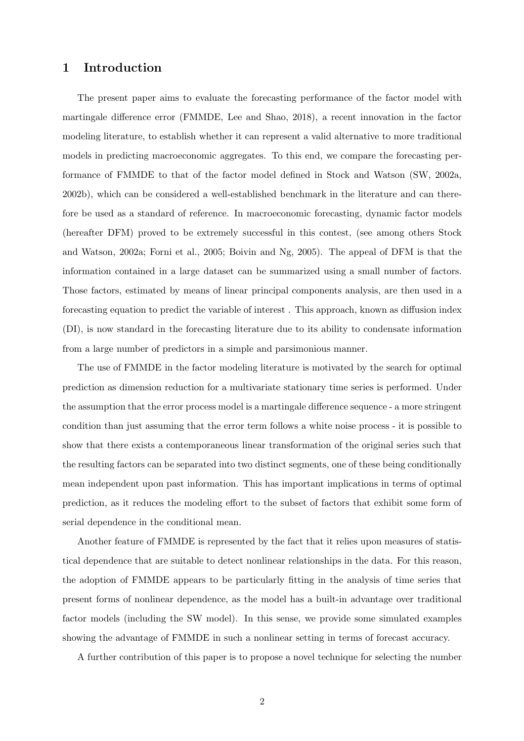# 1 Introduction

The present paper aims to evaluate the forecasting performance of the factor model with martingale difference error (FMMDE, Lee and Shao, 2018), a recent innovation in the factor modeling literature, to establish whether it can represent a valid alternative to more traditional models in predicting macroeconomic aggregates. To this end, we compare the forecasting performance of FMMDE to that of the factor model defined in Stock and Watson (SW, 2002a, 2002b), which can be considered a well-established benchmark in the literature and can therefore be used as a standard of reference. In macroeconomic forecasting, dynamic factor models (hereafter DFM) proved to be extremely successful in this contest, (see among others Stock and Watson, 2002a; Forni et al., 2005; Boivin and Ng, 2005). The appeal of DFM is that the information contained in a large dataset can be summarized using a small number of factors. Those factors, estimated by means of linear principal components analysis, are then used in a forecasting equation to predict the variable of interest . This approach, known as diffusion index (DI), is now standard in the forecasting literature due to its ability to condensate information from a large number of predictors in a simple and parsimonious manner.

The use of FMMDE in the factor modeling literature is motivated by the search for optimal prediction as dimension reduction for a multivariate stationary time series is performed. Under the assumption that the error process model is a martingale difference sequence - a more stringent condition than just assuming that the error term follows a white noise process - it is possible to show that there exists a contemporaneous linear transformation of the original series such that the resulting factors can be separated into two distinct segments, one of these being conditionally mean independent upon past information. This has important implications in terms of optimal prediction, as it reduces the modeling effort to the subset of factors that exhibit some form of serial dependence in the conditional mean.

Another feature of FMMDE is represented by the fact that it relies upon measures of statistical dependence that are suitable to detect nonlinear relationships in the data. For this reason, the adoption of FMMDE appears to be particularly fitting in the analysis of time series that present forms of nonlinear dependence, as the model has a built-in advantage over traditional factor models (including the SW model). In this sense, we provide some simulated examples showing the advantage of FMMDE in such a nonlinear setting in terms of forecast accuracy.

A further contribution of this paper is to propose a novel technique for selecting the number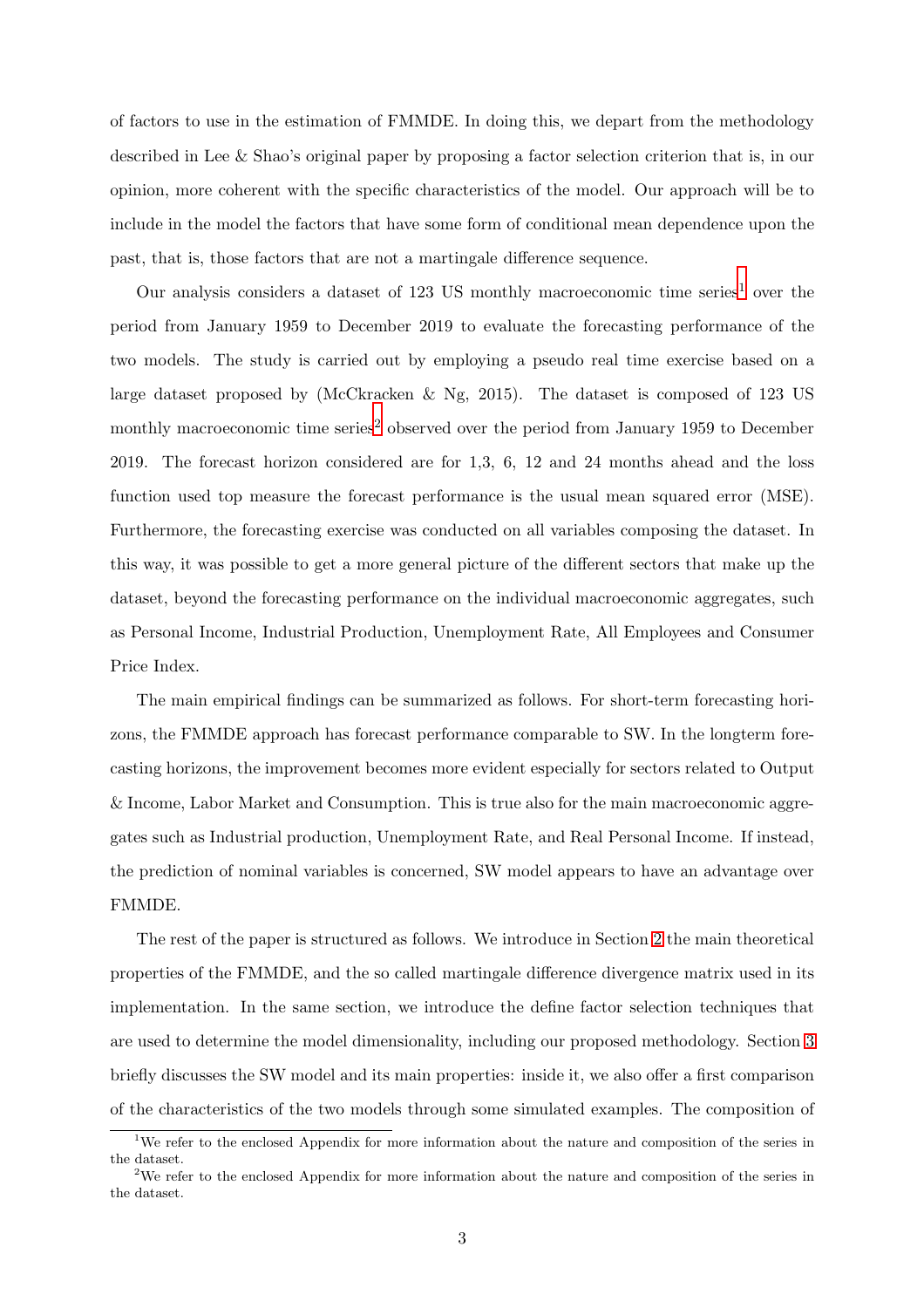of factors to use in the estimation of FMMDE. In doing this, we depart from the methodology described in Lee & Shao's original paper by proposing a factor selection criterion that is, in our opinion, more coherent with the specific characteristics of the model. Our approach will be to include in the model the factors that have some form of conditional mean dependence upon the past, that is, those factors that are not a martingale difference sequence.

Our analysis considers a dataset of 123 US monthly macroeconomic time series[1] over the period from January 1959 to December 2019 to evaluate the forecasting performance of the two models. The study is carried out by employing a pseudo real time exercise based on a large dataset proposed by (McCkracken & Ng, 2015). The dataset is composed of 123 US monthly macroeconomic time series[2] observed over the period from January 1959 to December 2019. The forecast horizon considered are for 1,3, 6, 12 and 24 months ahead and the loss function used top measure the forecast performance is the usual mean squared error (MSE). Furthermore, the forecasting exercise was conducted on all variables composing the dataset. In this way, it was possible to get a more general picture of the different sectors that make up the dataset, beyond the forecasting performance on the individual macroeconomic aggregates, such as Personal Income, Industrial Production, Unemployment Rate, All Employees and Consumer Price Index.

The main empirical findings can be summarized as follows. For short-term forecasting horizons, the FMMDE approach has forecast performance comparable to SW. In the longterm forecasting horizons, the improvement becomes more evident especially for sectors related to Output & Income, Labor Market and Consumption. This is true also for the main macroeconomic aggregates such as Industrial production, Unemployment Rate, and Real Personal Income. If instead, the prediction of nominal variables is concerned, SW model appears to have an advantage over FMMDE.

The rest of the paper is structured as follows. We introduce in Section 2 the main theoretical properties of the FMMDE, and the so called martingale difference divergence matrix used in its implementation. In the same section, we introduce the define factor selection techniques that are used to determine the model dimensionality, including our proposed methodology. Section 3 briefly discusses the SW model and its main properties: inside it, we also offer a first comparison of the characteristics of the two models through some simulated examples. The composition of

[1] We refer to the enclosed Appendix for more information about the nature and composition of the series in the dataset.

[2] We refer to the enclosed Appendix for more information about the nature and composition of the series in the dataset.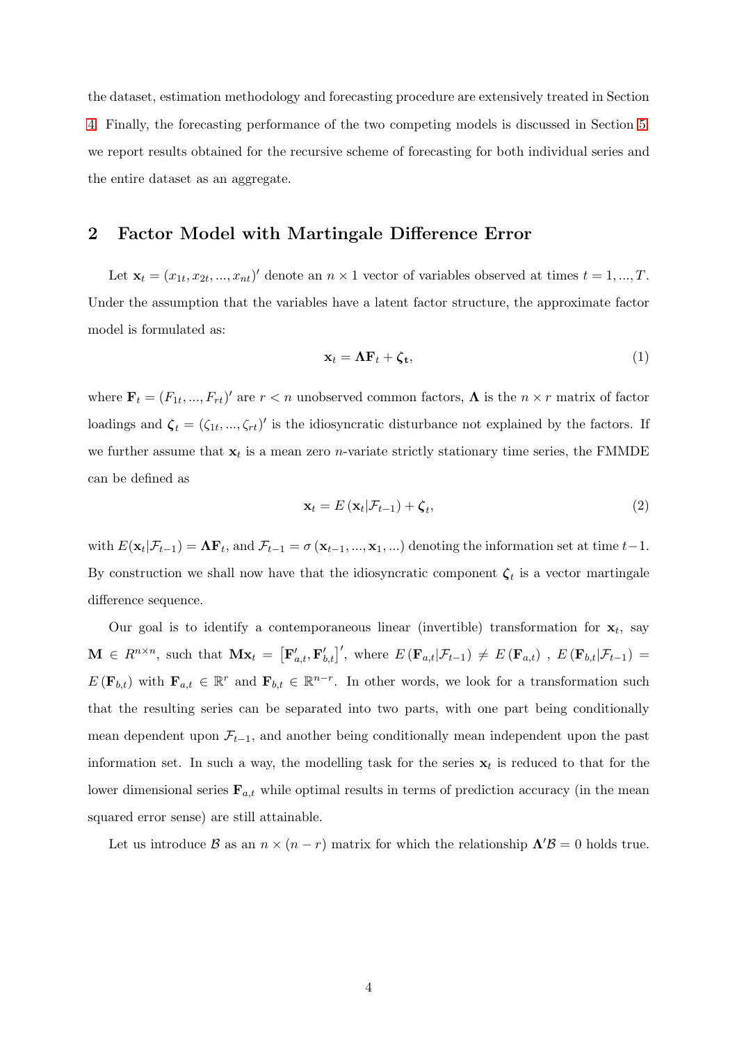the dataset, estimation methodology and forecasting procedure are extensively treated in Section 4. Finally, the forecasting performance of the two competing models is discussed in Section 5: we report results obtained for the recursive scheme of forecasting for both individual series and the entire dataset as an aggregate.

## 2 Factor Model with Martingale Difference Error

Let $\mathbf{x}_t = (x_{1t}, x_{2t}, ..., x_{nt})'$ denote an $n \times 1$ vector of variables observed at times $t = 1, ..., T$. Under the assumption that the variables have a latent factor structure, the approximate factor model is formulated as:

$$\mathbf{x}_t = \mathbf{\Lambda}\mathbf{F}_t + \boldsymbol{\zeta}_{\mathbf{t}}, \tag{1}$$

where $\mathbf{F}_t = (F_{1t}, ..., F_{rt})'$ are $r < n$ unobserved common factors, $\mathbf{\Lambda}$ is the $n \times r$ matrix of factor loadings and $\boldsymbol{\zeta}_t = (\zeta_{1t}, ..., \zeta_{rt})'$ is the idiosyncratic disturbance not explained by the factors. If we further assume that $\mathbf{x}_t$ is a mean zero $n$-variate strictly stationary time series, the FMMDE can be defined as

$$\mathbf{x}_t = E\left(\mathbf{x}_t | \mathcal{F}_{t-1}\right) + \boldsymbol{\zeta}_t, \tag{2}$$

with $E(\mathbf{x}_t|\mathcal{F}_{t-1}) = \mathbf{\Lambda}\mathbf{F}_t$, and $\mathcal{F}_{t-1} = \sigma\left(\mathbf{x}_{t-1}, ..., \mathbf{x}_1, ...\right)$ denoting the information set at time $t-1$. By construction we shall now have that the idiosyncratic component $\boldsymbol{\zeta}_t$ is a vector martingale difference sequence.

Our goal is to identify a contemporaneous linear (invertible) transformation for $\mathbf{x}_t$, say $\mathbf{M} \in R^{n \times n}$, such that $\mathbf{M}\mathbf{x}_t = \left[\mathbf{F}'_{a,t}, \mathbf{F}'_{b,t}\right]'$, where $E\left(\mathbf{F}_{a,t}|\mathcal{F}_{t-1}\right) \neq E\left(\mathbf{F}_{a,t}\right)$ , $E\left(\mathbf{F}_{b,t}|\mathcal{F}_{t-1}\right) = E\left(\mathbf{F}_{b,t}\right)$ with $\mathbf{F}_{a,t} \in \mathbb{R}^r$ and $\mathbf{F}_{b,t} \in \mathbb{R}^{n-r}$. In other words, we look for a transformation such that the resulting series can be separated into two parts, with one part being conditionally mean dependent upon $\mathcal{F}_{t-1}$, and another being conditionally mean independent upon the past information set. In such a way, the modelling task for the series $\mathbf{x}_t$ is reduced to that for the lower dimensional series $\mathbf{F}_{a,t}$ while optimal results in terms of prediction accuracy (in the mean squared error sense) are still attainable.

Let us introduce $\mathcal{B}$ as an $n \times (n - r)$ matrix for which the relationship $\mathbf{\Lambda}'\mathcal{B} = 0$ holds true.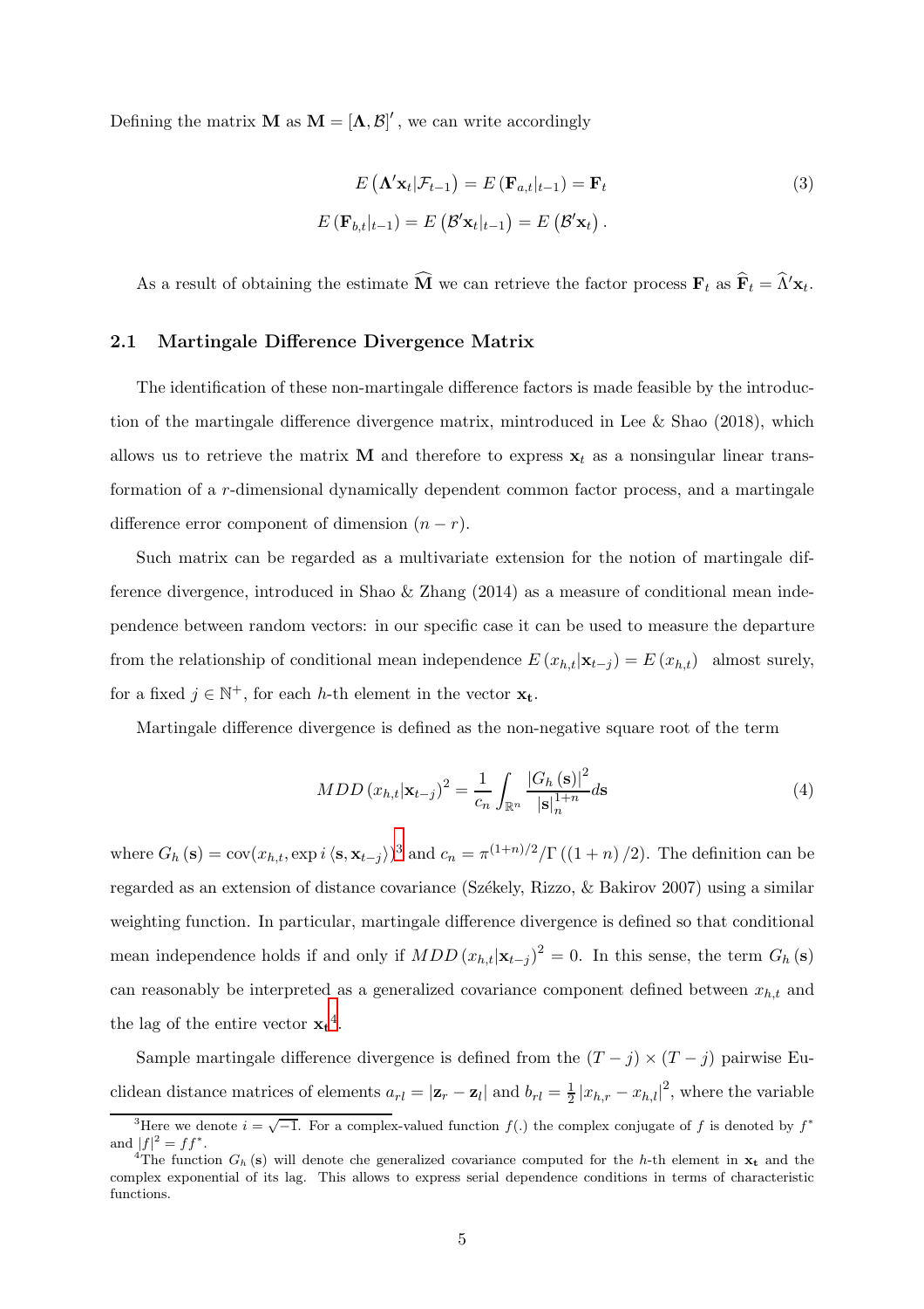Defining the matrix $\mathbf{M}$ as $\mathbf{M} = [\boldsymbol{\Lambda}, \mathcal{B}]'$ , we can write accordingly

$$
\begin{aligned}
E\left(\boldsymbol{\Lambda}'\mathbf{x}_t|\mathcal{F}_{t-1}\right) = E\left(\mathbf{F}_{a,t}|_{t-1}\right) = \mathbf{F}_t \\
E\left(\mathbf{F}_{b,t}|_{t-1}\right) = E\left(\mathcal{B}'\mathbf{x}_t|_{t-1}\right) = E\left(\mathcal{B}'\mathbf{x}_t\right).
\end{aligned} \tag{3}
$$

As a result of obtaining the estimate $\widehat{\mathbf{M}}$ we can retrieve the factor process $\mathbf{F}_t$ as $\widehat{\mathbf{F}}_t = \widehat{\Lambda}'\mathbf{x}_t$.

### 2.1 Martingale Difference Divergence Matrix

The identification of these non-martingale difference factors is made feasible by the introduction of the martingale difference divergence matrix, mintroduced in Lee & Shao (2018), which allows us to retrieve the matrix $\mathbf{M}$ and therefore to express $\mathbf{x}_t$ as a nonsingular linear transformation of a $r$-dimensional dynamically dependent common factor process, and a martingale difference error component of dimension $(n - r)$.

Such matrix can be regarded as a multivariate extension for the notion of martingale difference divergence, introduced in Shao & Zhang (2014) as a measure of conditional mean independence between random vectors: in our specific case it can be used to measure the departure from the relationship of conditional mean independence $E\left(x_{h,t}|\mathbf{x}_{t-j}\right) = E\left(x_{h,t}\right)$ almost surely, for a fixed $j \in \mathbb{N}^+$, for each $h$-th element in the vector $\mathbf{x_t}$.

Martingale difference divergence is defined as the non-negative square root of the term

$$
MDD\left(x_{h,t}|\mathbf{x}_{t-j}\right)^2 = \frac{1}{c_n}\int_{\mathbb{R}^n} \frac{\left|G_h\left(\mathbf{s}\right)\right|^2}{|\mathbf{s}|_n^{1+n}} d\mathbf{s} \tag{4}
$$

where $G_h\left(\mathbf{s}\right) = \text{cov}(x_{h,t}, \exp i \left\langle \mathbf{s}, \mathbf{x}_{t-j} \right\rangle)$[3] and $c_n = \pi^{(1+n)/2}/\Gamma\left((1+n)/2\right)$. The definition can be regarded as an extension of distance covariance (Székely, Rizzo, & Bakirov 2007) using a similar weighting function. In particular, martingale difference divergence is defined so that conditional mean independence holds if and only if $MDD\left(x_{h,t}|\mathbf{x}_{t-j}\right)^2 = 0$. In this sense, the term $G_h\left(\mathbf{s}\right)$ can reasonably be interpreted as a generalized covariance component defined between $x_{h,t}$ and the lag of the entire vector $\mathbf{x_t}$[4].

Sample martingale difference divergence is defined from the $(T - j) \times (T - j)$ pairwise Euclidean distance matrices of elements $a_{rl} = |\mathbf{z}_r - \mathbf{z}_l|$ and $b_{rl} = \frac{1}{2}\left|x_{h,r} - x_{h,l}\right|^2$, where the variable

[3] Here we denote $i = \sqrt{-1}$. For a complex-valued function $f(.)$ the complex conjugate of $f$ is denoted by $f^*$ and $|f|^2 = ff^*$.

[4] The function $G_h\left(\mathbf{s}\right)$ will denote che generalized covariance computed for the $h$-th element in $\mathbf{x_t}$ and the complex exponential of its lag. This allows to express serial dependence conditions in terms of characteristic functions.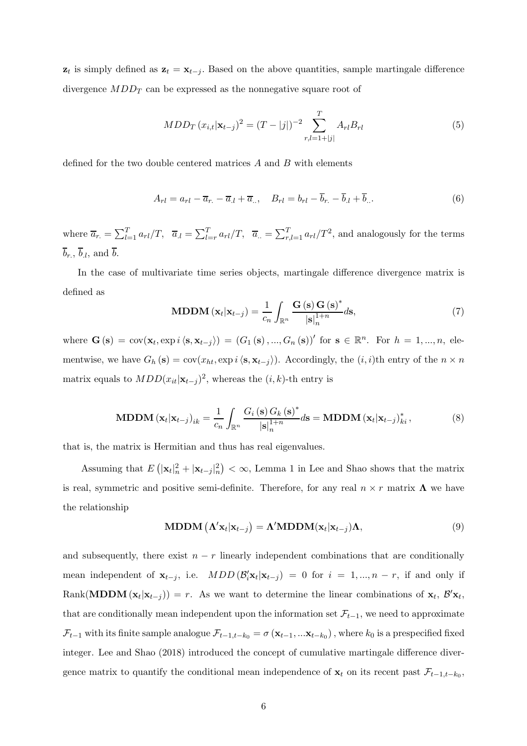$\mathbf{z}_t$ is simply defined as $\mathbf{z}_t = \mathbf{x}_{t-j}$. Based on the above quantities, sample martingale difference divergence $MDD_T$ can be expressed as the nonnegative square root of

$$MDD_T\left(x_{i,t}|\mathbf{x}_{t-j}\right)^2 = (T-|j|)^{-2}\sum_{r,l=1+|j|}^{T} A_{rl}B_{rl} \tag{5}$$

defined for the two double centered matrices $A$ and $B$ with elements

$$A_{rl} = a_{rl} - \overline{a}_{r.} - \overline{a}_{.l} + \overline{a}_{..}, \quad B_{rl} = b_{rl} - \overline{b}_{r.} - \overline{b}_{.l} + \overline{b}_{..}. \tag{6}$$

where $\overline{a}_{r.} = \sum_{l=1}^{T} a_{rl}/T$, $\overline{a}_{.l} = \sum_{l=r}^{T} a_{rl}/T$, $\overline{a}_{..} = \sum_{r,l=1}^{T} a_{rl}/T^2$, and analogously for the terms $\overline{b}_{r.}$, $\overline{b}_{.l}$, and $\overline{b}$.

In the case of multivariate time series objects, martingale difference divergence matrix is defined as

$$\mathbf{MDDM}\left(\mathbf{x}_t|\mathbf{x}_{t-j}\right) = \frac{1}{c_n}\int_{\mathbb{R}^n} \frac{\mathbf{G}\left(\mathbf{s}\right)\mathbf{G}\left(\mathbf{s}\right)^*}{|\mathbf{s}|_n^{1+n}} d\mathbf{s}, \tag{7}$$

where $\mathbf{G}\left(\mathbf{s}\right) = \operatorname{cov}(\mathbf{x}_t, \exp i\left\langle \mathbf{s}, \mathbf{x}_{t-j}\right\rangle) = \left(G_1\left(\mathbf{s}\right), ..., G_n\left(\mathbf{s}\right)\right)'$ for $\mathbf{s} \in \mathbb{R}^n$. For $h = 1, ..., n$, elementwise, we have $G_h\left(\mathbf{s}\right) = \operatorname{cov}(x_{ht}, \exp i\left\langle \mathbf{s}, \mathbf{x}_{t-j}\right\rangle)$. Accordingly, the $(i,i)$th entry of the $n \times n$ matrix equals to $MDD(x_{it}|\mathbf{x}_{t-j})^2$, whereas the $(i,k)$-th entry is

$$\mathbf{MDDM}\left(\mathbf{x}_t|\mathbf{x}_{t-j}\right)_{ik} = \frac{1}{c_n}\int_{\mathbb{R}^n} \frac{G_i\left(\mathbf{s}\right)G_k\left(\mathbf{s}\right)^*}{|\mathbf{s}|_n^{1+n}} d\mathbf{s} = \mathbf{MDDM}\left(\mathbf{x}_t|\mathbf{x}_{t-j}\right)_{ki}^*, \tag{8}$$

that is, the matrix is Hermitian and thus has real eigenvalues.

Assuming that $E\left(|\mathbf{x}_t|_n^2 + |\mathbf{x}_{t-j}|_n^2\right) < \infty$, Lemma 1 in Lee and Shao shows that the matrix is real, symmetric and positive semi-definite. Therefore, for any real $n \times r$ matrix $\mathbf{\Lambda}$ we have the relationship

$$\mathbf{MDDM}\left(\mathbf{\Lambda}'\mathbf{x}_t|\mathbf{x}_{t-j}\right) = \mathbf{\Lambda}'\mathbf{MDDM}(\mathbf{x}_t|\mathbf{x}_{t-j})\mathbf{\Lambda}, \tag{9}$$

and subsequently, there exist $n-r$ linearly independent combinations that are conditionally mean independent of $\mathbf{x}_{t-j}$, i.e. $MDD\left(\mathcal{B}_i'\mathbf{x}_t|\mathbf{x}_{t-j}\right) = 0$ for $i = 1, ..., n-r$, if and only if $\operatorname{Rank}(\mathbf{MDDM}\left(\mathbf{x}_t|\mathbf{x}_{t-j}\right)) = r$. As we want to determine the linear combinations of $\mathbf{x}_t$, $\mathcal{B}'\mathbf{x}_t$, that are conditionally mean independent upon the information set $\mathcal{F}_{t-1}$, we need to approximate $\mathcal{F}_{t-1}$ with its finite sample analogue $\mathcal{F}_{t-1,t-k_0} = \sigma\left(\mathbf{x}_{t-1}, ...\mathbf{x}_{t-k_0}\right)$, where $k_0$ is a prespecified fixed integer. Lee and Shao (2018) introduced the concept of cumulative martingale difference divergence matrix to quantify the conditional mean independence of $\mathbf{x}_t$ on its recent past $\mathcal{F}_{t-1,t-k_0}$,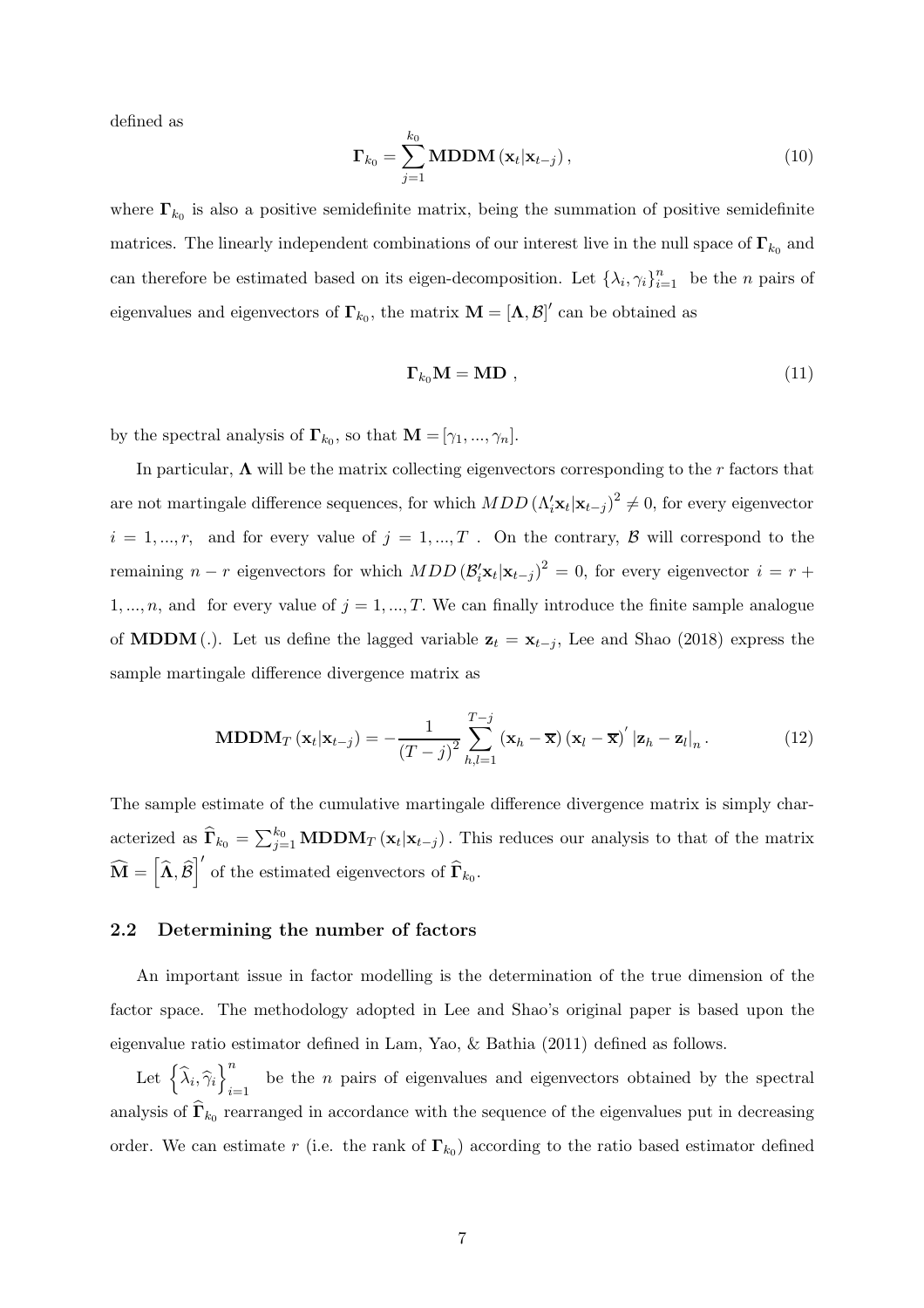defined as

$$\mathbf{\Gamma}_{k_0} = \sum_{j=1}^{k_0} \mathbf{MDDM}\left(\mathbf{x}_t|\mathbf{x}_{t-j}\right), \tag{10}$$

where $\mathbf{\Gamma}_{k_0}$ is also a positive semidefinite matrix, being the summation of positive semidefinite matrices. The linearly independent combinations of our interest live in the null space of $\mathbf{\Gamma}_{k_0}$ and can therefore be estimated based on its eigen-decomposition. Let $\{\lambda_i, \gamma_i\}_{i=1}^n$ be the $n$ pairs of eigenvalues and eigenvectors of $\mathbf{\Gamma}_{k_0}$, the matrix $\mathbf{M} = [\mathbf{\Lambda}, \mathcal{B}]'$ can be obtained as

$$\mathbf{\Gamma}_{k_0}\mathbf{M} = \mathbf{MD} \ , \tag{11}$$

by the spectral analysis of $\mathbf{\Gamma}_{k_0}$, so that $\mathbf{M} = [\gamma_1, ..., \gamma_n]$.

In particular, $\mathbf{\Lambda}$ will be the matrix collecting eigenvectors corresponding to the $r$ factors that are not martingale difference sequences, for which $MDD\left(\Lambda_i'\mathbf{x}_t|\mathbf{x}_{t-j}\right)^2 \neq 0$, for every eigenvector $i = 1, ..., r$, and for every value of $j = 1, ..., T$ . On the contrary, $\mathcal{B}$ will correspond to the remaining $n-r$ eigenvectors for which $MDD\left(\mathcal{B}_i'\mathbf{x}_t|\mathbf{x}_{t-j}\right)^2 = 0$, for every eigenvector $i = r+1, ..., n$, and for every value of $j = 1, ..., T$. We can finally introduce the finite sample analogue of $\mathbf{MDDM}(.)$. Let us define the lagged variable $\mathbf{z}_t = \mathbf{x}_{t-j}$, Lee and Shao (2018) express the sample martingale difference divergence matrix as

$$\mathbf{MDDM}_T\left(\mathbf{x}_t|\mathbf{x}_{t-j}\right) = -\frac{1}{\left(T-j\right)^2}\sum_{h,l=1}^{T-j}\left(\mathbf{x}_h - \overline{\mathbf{x}}\right)\left(\mathbf{x}_l - \overline{\mathbf{x}}\right)'\left|\mathbf{z}_h - \mathbf{z}_l\right|_n. \tag{12}$$

The sample estimate of the cumulative martingale difference divergence matrix is simply characterized as $\widehat{\mathbf{\Gamma}}_{k_0} = \sum_{j=1}^{k_0} \mathbf{MDDM}_T\left(\mathbf{x}_t|\mathbf{x}_{t-j}\right)$. This reduces our analysis to that of the matrix $\widehat{\mathbf{M}} = \left[\widehat{\mathbf{\Lambda}}, \widehat{\mathcal{B}}\right]'$ of the estimated eigenvectors of $\widehat{\mathbf{\Gamma}}_{k_0}$.

### 2.2 Determining the number of factors

An important issue in factor modelling is the determination of the true dimension of the factor space. The methodology adopted in Lee and Shao's original paper is based upon the eigenvalue ratio estimator defined in Lam, Yao, & Bathia (2011) defined as follows.

Let $\left\{\widehat{\lambda}_i, \widehat{\gamma}_i\right\}_{i=1}^n$ be the $n$ pairs of eigenvalues and eigenvectors obtained by the spectral analysis of $\widehat{\mathbf{\Gamma}}_{k_0}$ rearranged in accordance with the sequence of the eigenvalues put in decreasing order. We can estimate $r$ (i.e. the rank of $\mathbf{\Gamma}_{k_0}$) according to the ratio based estimator defined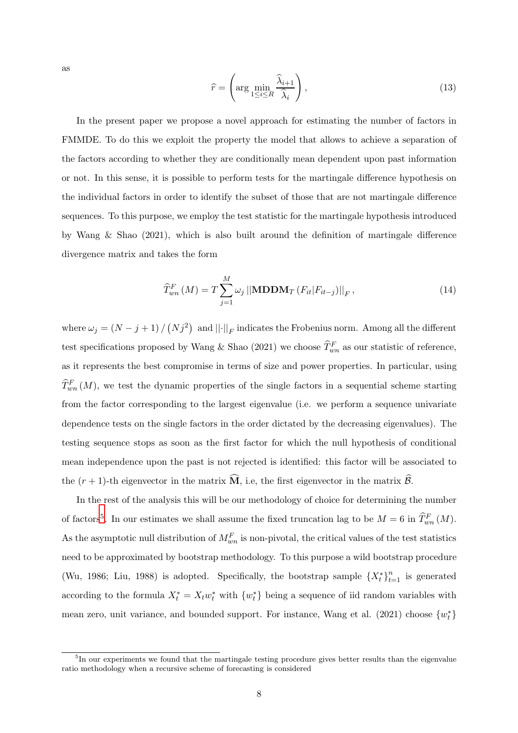as

$$\widehat{r} = \left( \arg \min_{1 \le i \le R} \frac{\widehat{\lambda}_{i+1}}{\widehat{\lambda}_i} \right), \tag{13}$$

In the present paper we propose a novel approach for estimating the number of factors in FMMDE. To do this we exploit the property the model that allows to achieve a separation of the factors according to whether they are conditionally mean dependent upon past information or not. In this sense, it is possible to perform tests for the martingale difference hypothesis on the individual factors in order to identify the subset of those that are not martingale difference sequences. To this purpose, we employ the test statistic for the martingale hypothesis introduced by Wang & Shao (2021), which is also built around the definition of martingale difference divergence matrix and takes the form

$$\widehat{T}^F_{wn}(M) = T \sum_{j=1}^{M} \omega_j \left|\left| \mathbf{MDDM}_T \left( F_{it} | F_{it-j} \right) \right|\right|_F, \tag{14}$$

where $\omega_j = (N - j + 1) / (Nj^2)$ and $||\cdot||_F$ indicates the Frobenius norm. Among all the different test specifications proposed by Wang & Shao (2021) we choose $\widehat{T}^F_{wn}$ as our statistic of reference, as it represents the best compromise in terms of size and power properties. In particular, using $\widehat{T}^F_{wn}(M)$, we test the dynamic properties of the single factors in a sequential scheme starting from the factor corresponding to the largest eigenvalue (i.e. we perform a sequence univariate dependence tests on the single factors in the order dictated by the decreasing eigenvalues). The testing sequence stops as soon as the first factor for which the null hypothesis of conditional mean independence upon the past is not rejected is identified: this factor will be associated to the $(r+1)$-th eigenvector in the matrix $\widehat{\mathbf{M}}$, i.e, the first eigenvector in the matrix $\widehat{\mathcal{B}}$.

In the rest of the analysis this will be our methodology of choice for determining the number of factors[5]. In our estimates we shall assume the fixed truncation lag to be $M = 6$ in $\widehat{T}^F_{wn}(M)$. As the asymptotic null distribution of $M^F_{wn}$ is non-pivotal, the critical values of the test statistics need to be approximated by bootstrap methodology. To this purpose a wild bootstrap procedure (Wu, 1986; Liu, 1988) is adopted. Specifically, the bootstrap sample $\{X^*_t\}_{t=1}^n$ is generated according to the formula $X^*_t = X_t w^*_t$ with $\{w^*_t\}$ being a sequence of iid random variables with mean zero, unit variance, and bounded support. For instance, Wang et al. (2021) choose $\{w^*_t\}$

[5] In our experiments we found that the martingale testing procedure gives better results than the eigenvalue ratio methodology when a recursive scheme of forecasting is considered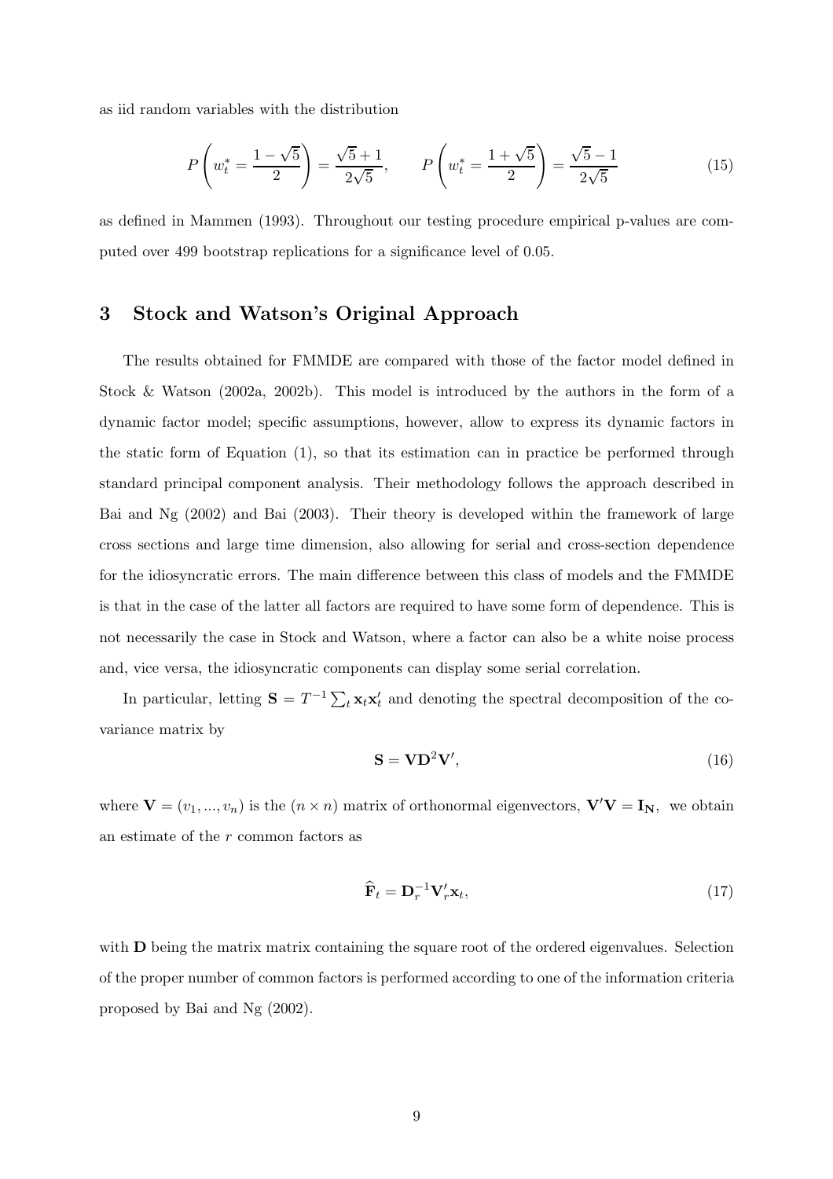as iid random variables with the distribution

$$P\left(w_t^* = \frac{1-\sqrt{5}}{2}\right) = \frac{\sqrt{5}+1}{2\sqrt{5}}, \qquad P\left(w_t^* = \frac{1+\sqrt{5}}{2}\right) = \frac{\sqrt{5}-1}{2\sqrt{5}} \tag{15}$$

as defined in Mammen (1993). Throughout our testing procedure empirical p-values are computed over 499 bootstrap replications for a significance level of 0.05.

## 3 Stock and Watson's Original Approach

The results obtained for FMMDE are compared with those of the factor model defined in Stock & Watson (2002a, 2002b). This model is introduced by the authors in the form of a dynamic factor model; specific assumptions, however, allow to express its dynamic factors in the static form of Equation (1), so that its estimation can in practice be performed through standard principal component analysis. Their methodology follows the approach described in Bai and Ng (2002) and Bai (2003). Their theory is developed within the framework of large cross sections and large time dimension, also allowing for serial and cross-section dependence for the idiosyncratic errors. The main difference between this class of models and the FMMDE is that in the case of the latter all factors are required to have some form of dependence. This is not necessarily the case in Stock and Watson, where a factor can also be a white noise process and, vice versa, the idiosyncratic components can display some serial correlation.

In particular, letting $\mathbf{S} = T^{-1}\sum_t \mathbf{x}_t\mathbf{x}_t'$ and denoting the spectral decomposition of the covariance matrix by

$$\mathbf{S} = \mathbf{V}\mathbf{D}^2\mathbf{V}', \tag{16}$$

where $\mathbf{V} = (v_1, ..., v_n)$ is the $(n \times n)$ matrix of orthonormal eigenvectors, $\mathbf{V}'\mathbf{V} = \mathbf{I_N}$, we obtain an estimate of the $r$ common factors as

$$\widehat{\mathbf{F}}_t = \mathbf{D}_r^{-1}\mathbf{V}_r'\mathbf{x}_t, \tag{17}$$

with $\mathbf{D}$ being the matrix matrix containing the square root of the ordered eigenvalues. Selection of the proper number of common factors is performed according to one of the information criteria proposed by Bai and Ng (2002).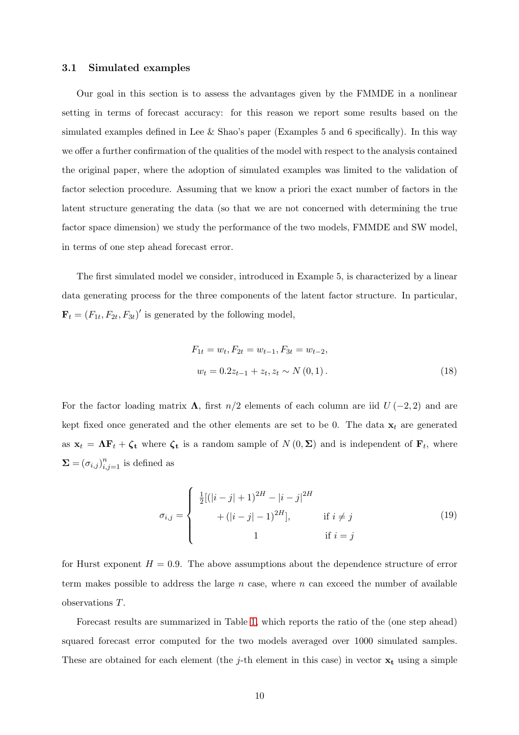### 3.1 Simulated examples

Our goal in this section is to assess the advantages given by the FMMDE in a nonlinear setting in terms of forecast accuracy: for this reason we report some results based on the simulated examples defined in Lee & Shao's paper (Examples 5 and 6 specifically). In this way we offer a further confirmation of the qualities of the model with respect to the analysis contained the original paper, where the adoption of simulated examples was limited to the validation of factor selection procedure. Assuming that we know a priori the exact number of factors in the latent structure generating the data (so that we are not concerned with determining the true factor space dimension) we study the performance of the two models, FMMDE and SW model, in terms of one step ahead forecast error.

The first simulated model we consider, introduced in Example 5, is characterized by a linear data generating process for the three components of the latent factor structure. In particular, $\mathbf{F}_t = (F_{1t}, F_{2t}, F_{3t})'$ is generated by the following model,

$$
\begin{aligned}
F_{1t} &= w_t, F_{2t} = w_{t-1}, F_{3t} = w_{t-2}, \\
w_t &= 0.2 z_{t-1} + z_t, z_t \sim N(0,1).
\end{aligned}
\tag{18}
$$

For the factor loading matrix $\mathbf{\Lambda}$, first $n/2$ elements of each column are iid $U(-2,2)$ and are kept fixed once generated and the other elements are set to be 0. The data $\mathbf{x}_t$ are generated as $\mathbf{x}_t = \mathbf{\Lambda}\mathbf{F}_t + \boldsymbol{\zeta}_\mathbf{t}$ where $\boldsymbol{\zeta}_\mathbf{t}$ is a random sample of $N(0, \mathbf{\Sigma})$ and is independent of $\mathbf{F}_t$, where $\mathbf{\Sigma} = (\sigma_{i,j})_{i,j=1}^n$ is defined as

$$
\sigma_{i,j} = \begin{cases} \frac{1}{2}[(|i-j|+1)^{2H} - |i-j|^{2H} \\ \quad + (|i-j|-1)^{2H}], & \text{if } i \neq j \\ \quad 1 & \text{if } i = j \end{cases}
\tag{19}
$$

for Hurst exponent $H = 0.9$. The above assumptions about the dependence structure of error term makes possible to address the large $n$ case, where $n$ can exceed the number of available observations $T$.

Forecast results are summarized in Table 1, which reports the ratio of the (one step ahead) squared forecast error computed for the two models averaged over 1000 simulated samples. These are obtained for each element (the $j$-th element in this case) in vector $\mathbf{x_t}$ using a simple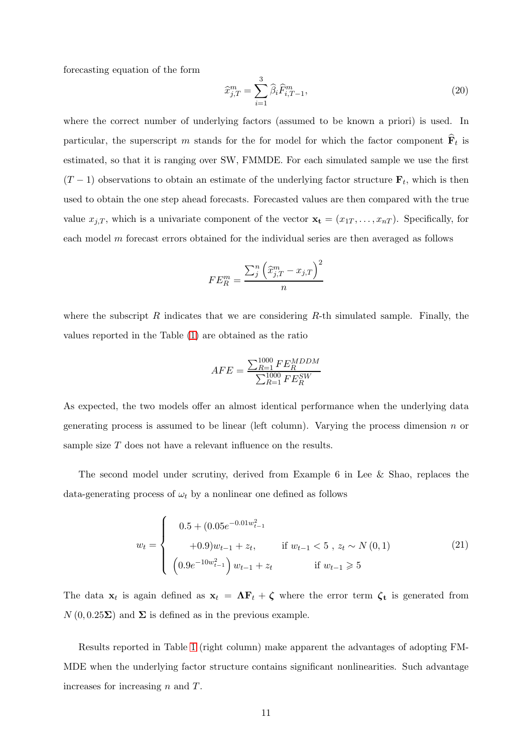forecasting equation of the form

$$\widehat{x}_{j,T}^{m} = \sum_{i=1}^{3} \widehat{\beta}_i \widehat{F}_{i,T-1}^{m}, \tag{20}$$

where the correct number of underlying factors (assumed to be known a priori) is used. In particular, the superscript $m$ stands for the for model for which the factor component $\widehat{\mathbf{F}}_t$ is estimated, so that it is ranging over SW, FMMDE. For each simulated sample we use the first $(T-1)$ observations to obtain an estimate of the underlying factor structure $\mathbf{F}_t$, which is then used to obtain the one step ahead forecasts. Forecasted values are then compared with the true value $x_{j,T}$, which is a univariate component of the vector $\mathbf{x_t} = (x_{1T}, \ldots, x_{nT})$. Specifically, for each model $m$ forecast errors obtained for the individual series are then averaged as follows

$$FE_R^m = \frac{\sum_j^n \left(\widehat{x}_{j,T}^m - x_{j,T}\right)^2}{n}$$

where the subscript $R$ indicates that we are considering $R$-th simulated sample. Finally, the values reported in the Table (1) are obtained as the ratio

$$AFE = \frac{\sum_{R=1}^{1000} FE_R^{MDDM}}{\sum_{R=1}^{1000} FE_R^{SW}}$$

As expected, the two models offer an almost identical performance when the underlying data generating process is assumed to be linear (left column). Varying the process dimension $n$ or sample size $T$ does not have a relevant influence on the results.

The second model under scrutiny, derived from Example 6 in Lee & Shao, replaces the data-generating process of $\omega_t$ by a nonlinear one defined as follows

$$w_t = \begin{cases} 0.5 + (0.05e^{-0.01w_{t-1}^2} \\ \quad +0.9)w_{t-1} + z_t, & \text{if } w_{t-1} < 5 \text{ , } z_t \sim N(0,1) \\ \left(0.9e^{-10w_{t-1}^2}\right) w_{t-1} + z_t & \text{if } w_{t-1} \geqslant 5 \end{cases} \tag{21}$$

The data $\mathbf{x}_t$ is again defined as $\mathbf{x}_t = \mathbf{\Lambda F}_t + \boldsymbol{\zeta}$ where the error term $\boldsymbol{\zeta}_\mathbf{t}$ is generated from $N(0, 0.25\mathbf{\Sigma})$ and $\mathbf{\Sigma}$ is defined as in the previous example.

Results reported in Table 1 (right column) make apparent the advantages of adopting FM-MDE when the underlying factor structure contains significant nonlinearities. Such advantage increases for increasing $n$ and $T$.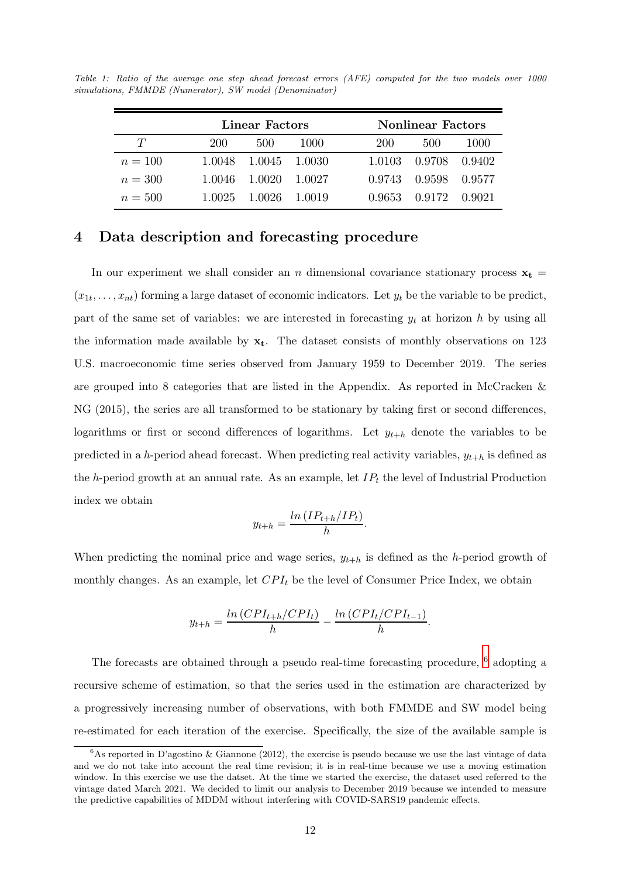*Table 1: Ratio of the average one step ahead forecast errors (AFE) computed for the two models over 1000 simulations, FMMDE (Numerator), SW model (Denominator)*

| | Linear Factors | | | Nonlinear Factors | | |
|---|---|---|---|---|---|---|
| $T$ | 200 | 500 | 1000 | 200 | 500 | 1000 |
| $n = 100$ | 1.0048 | 1.0045 | 1.0030 | 1.0103 | 0.9708 | 0.9402 |
| $n = 300$ | 1.0046 | 1.0020 | 1.0027 | 0.9743 | 0.9598 | 0.9577 |
| $n = 500$ | 1.0025 | 1.0026 | 1.0019 | 0.9653 | 0.9172 | 0.9021 |

## 4 Data description and forecasting procedure

In our experiment we shall consider an $n$ dimensional covariance stationary process $\mathbf{x_t} = (x_{1t}, \ldots, x_{nt})$ forming a large dataset of economic indicators. Let $y_t$ be the variable to be predict, part of the same set of variables: we are interested in forecasting $y_t$ at horizon $h$ by using all the information made available by $\mathbf{x_t}$. The dataset consists of monthly observations on 123 U.S. macroeconomic time series observed from January 1959 to December 2019. The series are grouped into 8 categories that are listed in the Appendix. As reported in McCracken & NG (2015), the series are all transformed to be stationary by taking first or second differences, logarithms or first or second differences of logarithms. Let $y_{t+h}$ denote the variables to be predicted in a $h$-period ahead forecast. When predicting real activity variables, $y_{t+h}$ is defined as the $h$-period growth at an annual rate. As an example, let $IP_t$ the level of Industrial Production index we obtain

$$y_{t+h} = \frac{ln\left(IP_{t+h}/IP_t\right)}{h}.$$

When predicting the nominal price and wage series, $y_{t+h}$ is defined as the $h$-period growth of monthly changes. As an example, let $CPI_t$ be the level of Consumer Price Index, we obtain

$$y_{t+h} = \frac{ln\left(CPI_{t+h}/CPI_t\right)}{h} - \frac{ln\left(CPI_t/CPI_{t-1}\right)}{h}.$$

The forecasts are obtained through a pseudo real-time forecasting procedure, [6] adopting a recursive scheme of estimation, so that the series used in the estimation are characterized by a progressively increasing number of observations, with both FMMDE and SW model being re-estimated for each iteration of the exercise. Specifically, the size of the available sample is

[6] As reported in D'agostino & Giannone (2012), the exercise is pseudo because we use the last vintage of data and we do not take into account the real time revision; it is in real-time because we use a moving estimation window. In this exercise we use the datset. At the time we started the exercise, the dataset used referred to the vintage dated March 2021. We decided to limit our analysis to December 2019 because we intended to measure the predictive capabilities of MDDM without interfering with COVID-SARS19 pandemic effects.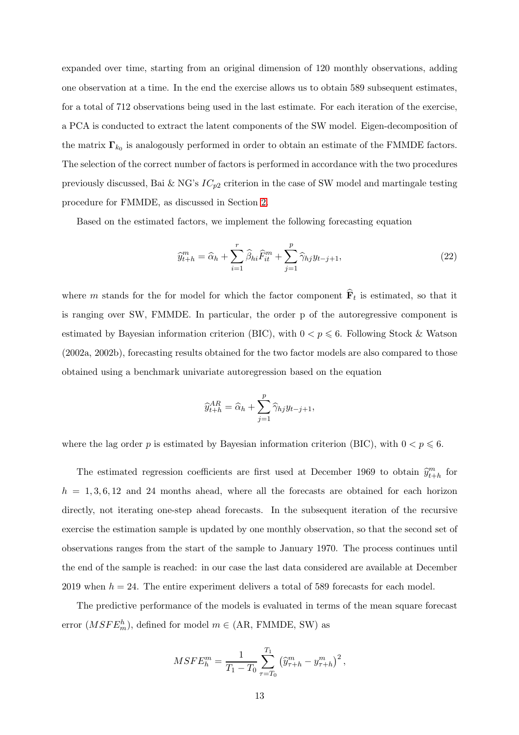expanded over time, starting from an original dimension of 120 monthly observations, adding one observation at a time. In the end the exercise allows us to obtain 589 subsequent estimates, for a total of 712 observations being used in the last estimate. For each iteration of the exercise, a PCA is conducted to extract the latent components of the SW model. Eigen-decomposition of the matrix $\mathbf{\Gamma}_{k_0}$ is analogously performed in order to obtain an estimate of the FMMDE factors. The selection of the correct number of factors is performed in accordance with the two procedures previously discussed, Bai & NG's $IC_{p2}$ criterion in the case of SW model and martingale testing procedure for FMMDE, as discussed in Section 2.

Based on the estimated factors, we implement the following forecasting equation

$$\widehat{y}^m_{t+h} = \widehat{\alpha}_h + \sum_{i=1}^{r} \widehat{\beta}_{hi} \widehat{F}^m_{it} + \sum_{j=1}^{p} \widehat{\gamma}_{hj} y_{t-j+1}, \tag{22}$$

where $m$ stands for the for model for which the factor component $\widehat{\mathbf{F}}_t$ is estimated, so that it is ranging over SW, FMMDE. In particular, the order p of the autoregressive component is estimated by Bayesian information criterion (BIC), with $0 < p \leqslant 6$. Following Stock & Watson (2002a, 2002b), forecasting results obtained for the two factor models are also compared to those obtained using a benchmark univariate autoregression based on the equation

$$\widehat{y}^{AR}_{t+h} = \widehat{\alpha}_h + \sum_{j=1}^{p} \widehat{\gamma}_{hj} y_{t-j+1},$$

where the lag order $p$ is estimated by Bayesian information criterion (BIC), with $0 < p \leqslant 6$.

The estimated regression coefficients are first used at December 1969 to obtain $\widehat{y}^m_{t+h}$ for $h = 1, 3, 6, 12$ and 24 months ahead, where all the forecasts are obtained for each horizon directly, not iterating one-step ahead forecasts. In the subsequent iteration of the recursive exercise the estimation sample is updated by one monthly observation, so that the second set of observations ranges from the start of the sample to January 1970. The process continues until the end of the sample is reached: in our case the last data considered are available at December 2019 when $h = 24$. The entire experiment delivers a total of 589 forecasts for each model.

The predictive performance of the models is evaluated in terms of the mean square forecast error ($MSFE^h_m$), defined for model $m \in$ (AR, FMMDE, SW) as

$$MSFE^m_h = \frac{1}{T_1 - T_0} \sum_{\tau=T_0}^{T_1} \left( \widehat{y}^m_{\tau+h} - y^m_{\tau+h} \right)^2,$$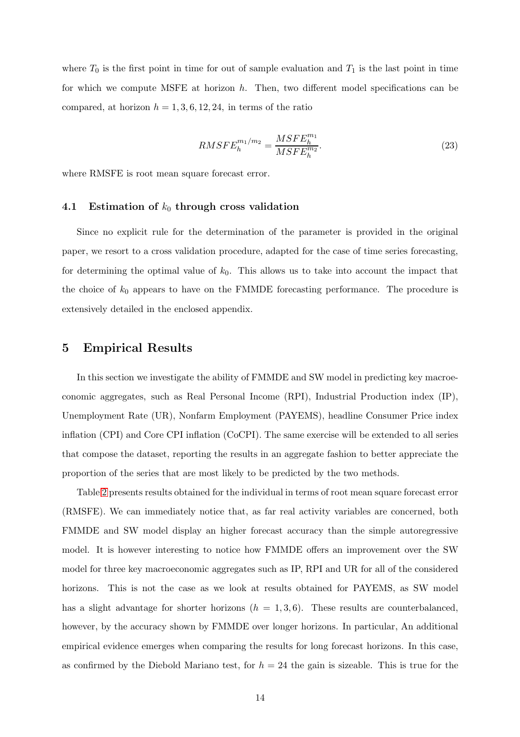where $T_0$ is the first point in time for out of sample evaluation and $T_1$ is the last point in time for which we compute MSFE at horizon $h$. Then, two different model specifications can be compared, at horizon $h = 1, 3, 6, 12, 24$, in terms of the ratio

$$RMSFE_h^{m_1/m_2} = \frac{MSFE_h^{m_1}}{MSFE_h^{m_2}}. \tag{23}$$

where RMSFE is root mean square forecast error.

### 4.1 Estimation of $k_0$ through cross validation

Since no explicit rule for the determination of the parameter is provided in the original paper, we resort to a cross validation procedure, adapted for the case of time series forecasting, for determining the optimal value of $k_0$. This allows us to take into account the impact that the choice of $k_0$ appears to have on the FMMDE forecasting performance. The procedure is extensively detailed in the enclosed appendix.

## 5 Empirical Results

In this section we investigate the ability of FMMDE and SW model in predicting key macroeconomic aggregates, such as Real Personal Income (RPI), Industrial Production index (IP), Unemployment Rate (UR), Nonfarm Employment (PAYEMS), headline Consumer Price index inflation (CPI) and Core CPI inflation (CoCPI). The same exercise will be extended to all series that compose the dataset, reporting the results in an aggregate fashion to better appreciate the proportion of the series that are most likely to be predicted by the two methods.

Table 2 presents results obtained for the individual in terms of root mean square forecast error (RMSFE). We can immediately notice that, as far real activity variables are concerned, both FMMDE and SW model display an higher forecast accuracy than the simple autoregressive model. It is however interesting to notice how FMMDE offers an improvement over the SW model for three key macroeconomic aggregates such as IP, RPI and UR for all of the considered horizons. This is not the case as we look at results obtained for PAYEMS, as SW model has a slight advantage for shorter horizons ($h = 1, 3, 6$). These results are counterbalanced, however, by the accuracy shown by FMMDE over longer horizons. In particular, An additional empirical evidence emerges when comparing the results for long forecast horizons. In this case, as confirmed by the Diebold Mariano test, for $h = 24$ the gain is sizeable. This is true for the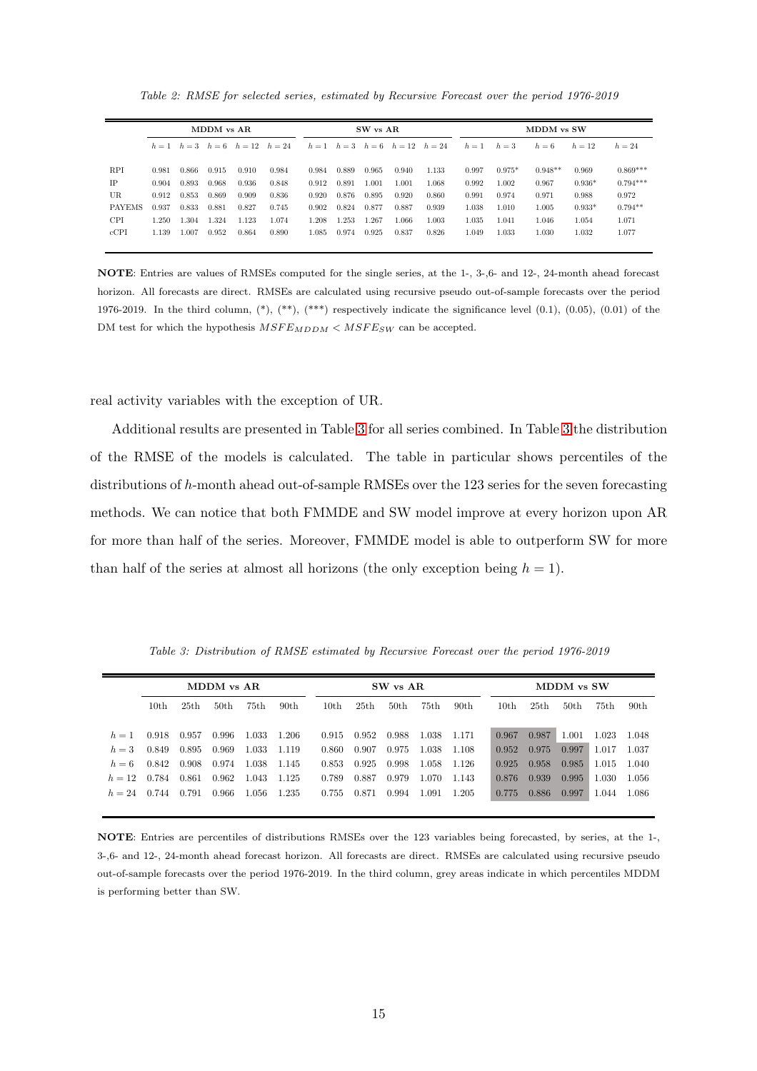*Table 2: RMSE for selected series, estimated by Recursive Forecast over the period 1976-2019*

| | MDDM vs AR | | | | | SW vs AR | | | | | MDDM vs SW | | | | |
|---|---|---|---|---|---|---|---|---|---|---|---|---|---|---|---|
| | $h=1$ | $h=3$ | $h=6$ | $h=12$ | $h=24$ | $h=1$ | $h=3$ | $h=6$ | $h=12$ | $h=24$ | $h=1$ | $h=3$ | $h=6$ | $h=12$ | $h=24$ |
| RPI | 0.981 | 0.866 | 0.915 | 0.910 | 0.984 | 0.984 | 0.889 | 0.965 | 0.940 | 1.133 | 0.997 | 0.975* | 0.948** | 0.969 | 0.869*** |
| IP | 0.904 | 0.893 | 0.968 | 0.936 | 0.848 | 0.912 | 0.891 | 1.001 | 1.001 | 1.068 | 0.992 | 1.002 | 0.967 | 0.936* | 0.794*** |
| UR | 0.912 | 0.853 | 0.869 | 0.909 | 0.836 | 0.920 | 0.876 | 0.895 | 0.920 | 0.860 | 0.991 | 0.974 | 0.971 | 0.988 | 0.972 |
| PAYEMS | 0.937 | 0.833 | 0.881 | 0.827 | 0.745 | 0.902 | 0.824 | 0.877 | 0.887 | 0.939 | 1.038 | 1.010 | 1.005 | 0.933* | 0.794** |
| CPI | 1.250 | 1.304 | 1.324 | 1.123 | 1.074 | 1.208 | 1.253 | 1.267 | 1.066 | 1.003 | 1.035 | 1.041 | 1.046 | 1.054 | 1.071 |
| cCPI | 1.139 | 1.007 | 0.952 | 0.864 | 0.890 | 1.085 | 0.974 | 0.925 | 0.837 | 0.826 | 1.049 | 1.033 | 1.030 | 1.032 | 1.077 |

**NOTE**: Entries are values of RMSEs computed for the single series, at the 1-, 3-,6- and 12-, 24-month ahead forecast horizon. All forecasts are direct. RMSEs are calculated using recursive pseudo out-of-sample forecasts over the period 1976-2019. In the third column, (*), (**), (***) respectively indicate the significance level (0.1), (0.05), (0.01) of the DM test for which the hypothesis $MSFE_{MDDM} < MSFE_{SW}$ can be accepted.

real activity variables with the exception of UR.

Additional results are presented in Table 3 for all series combined. In Table 3 the distribution of the RMSE of the models is calculated. The table in particular shows percentiles of the distributions of $h$-month ahead out-of-sample RMSEs over the 123 series for the seven forecasting methods. We can notice that both FMMDE and SW model improve at every horizon upon AR for more than half of the series. Moreover, FMMDE model is able to outperform SW for more than half of the series at almost all horizons (the only exception being $h = 1$).

*Table 3: Distribution of RMSE estimated by Recursive Forecast over the period 1976-2019*

| | MDDM vs AR | | | | | SW vs AR | | | | | MDDM vs SW | | | | |
|---|---|---|---|---|---|---|---|---|---|---|---|---|---|---|---|
| | 10th | 25th | 50th | 75th | 90th | 10th | 25th | 50th | 75th | 90th | 10th | 25th | 50th | 75th | 90th |
| $h=1$ | 0.918 | 0.957 | 0.996 | 1.033 | 1.206 | 0.915 | 0.952 | 0.988 | 1.038 | 1.171 | 0.967 | 0.987 | 1.001 | 1.023 | 1.048 |
| $h=3$ | 0.849 | 0.895 | 0.969 | 1.033 | 1.119 | 0.860 | 0.907 | 0.975 | 1.038 | 1.108 | 0.952 | 0.975 | 0.997 | 1.017 | 1.037 |
| $h=6$ | 0.842 | 0.908 | 0.974 | 1.038 | 1.145 | 0.853 | 0.925 | 0.998 | 1.058 | 1.126 | 0.925 | 0.958 | 0.985 | 1.015 | 1.040 |
| $h=12$ | 0.784 | 0.861 | 0.962 | 1.043 | 1.125 | 0.789 | 0.887 | 0.979 | 1.070 | 1.143 | 0.876 | 0.939 | 0.995 | 1.030 | 1.056 |
| $h=24$ | 0.744 | 0.791 | 0.966 | 1.056 | 1.235 | 0.755 | 0.871 | 0.994 | 1.091 | 1.205 | 0.775 | 0.886 | 0.997 | 1.044 | 1.086 |

**NOTE**: Entries are percentiles of distributions RMSEs over the 123 variables being forecasted, by series, at the 1-, 3-,6- and 12-, 24-month ahead forecast horizon. All forecasts are direct. RMSEs are calculated using recursive pseudo out-of-sample forecasts over the period 1976-2019. In the third column, grey areas indicate in which percentiles MDDM is performing better than SW.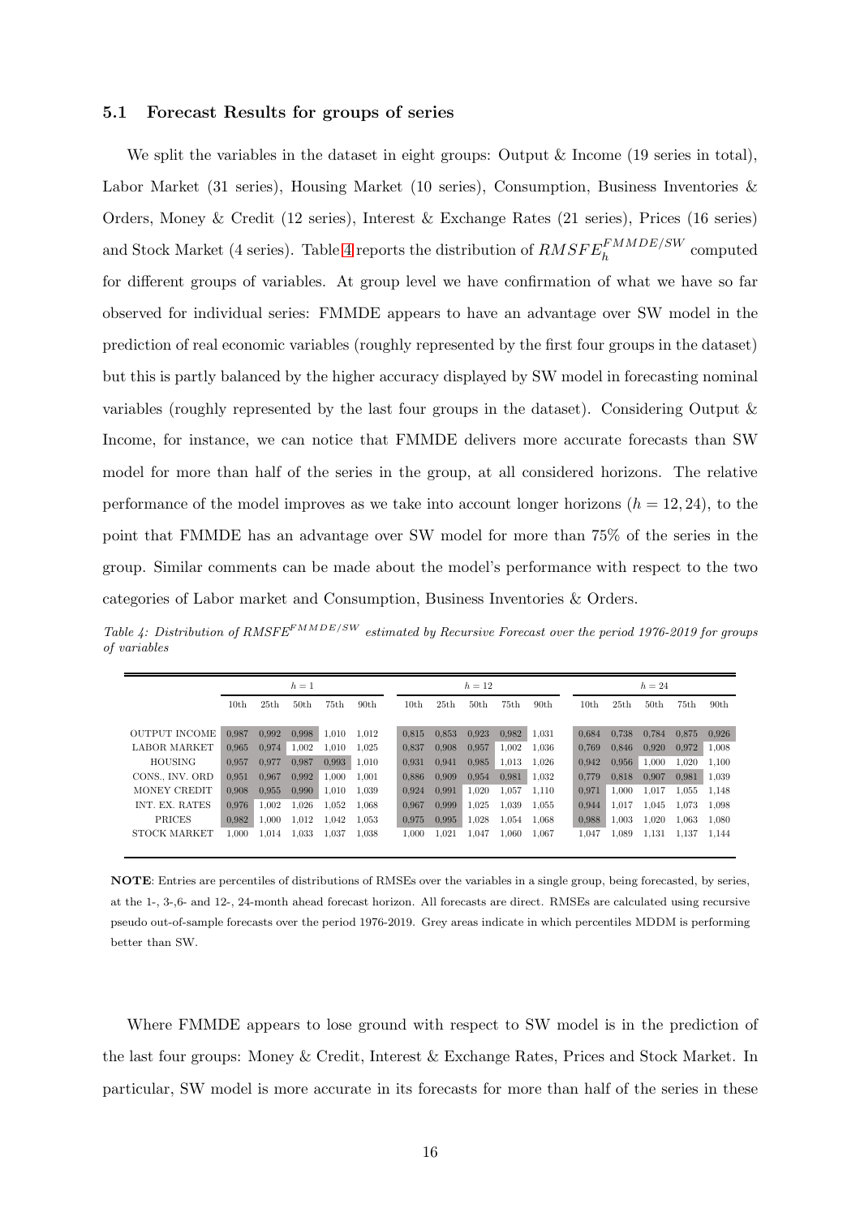### 5.1 Forecast Results for groups of series

We split the variables in the dataset in eight groups: Output & Income (19 series in total), Labor Market (31 series), Housing Market (10 series), Consumption, Business Inventories & Orders, Money & Credit (12 series), Interest & Exchange Rates (21 series), Prices (16 series) and Stock Market (4 series). Table 4 reports the distribution of $RMSFE_h^{FMMDE/SW}$ computed for different groups of variables. At group level we have confirmation of what we have so far observed for individual series: FMMDE appears to have an advantage over SW model in the prediction of real economic variables (roughly represented by the first four groups in the dataset) but this is partly balanced by the higher accuracy displayed by SW model in forecasting nominal variables (roughly represented by the last four groups in the dataset). Considering Output & Income, for instance, we can notice that FMMDE delivers more accurate forecasts than SW model for more than half of the series in the group, at all considered horizons. The relative performance of the model improves as we take into account longer horizons ($h = 12, 24$), to the point that FMMDE has an advantage over SW model for more than 75% of the series in the group. Similar comments can be made about the model's performance with respect to the two categories of Labor market and Consumption, Business Inventories & Orders.

*Table 4: Distribution of RMSFE$^{FMMDE/SW}$ estimated by Recursive Forecast over the period 1976-2019 for groups of variables*

| | $h=1$ | | | | | $h=12$ | | | | | $h=24$ | | | | |
|---|---|---|---|---|---|---|---|---|---|---|---|---|---|---|---|
| | 10th | 25th | 50th | 75th | 90th | 10th | 25th | 50th | 75th | 90th | 10th | 25th | 50th | 75th | 90th |
| OUTPUT INCOME | 0,987 | 0,992 | 0,998 | 1,010 | 1,012 | 0,815 | 0,853 | 0,923 | 0,982 | 1,031 | 0,684 | 0,738 | 0,784 | 0,875 | 0,926 |
| LABOR MARKET | 0,965 | 0,974 | 1,002 | 1,010 | 1,025 | 0,837 | 0,908 | 0,957 | 1,002 | 1,036 | 0,769 | 0,846 | 0,920 | 0,972 | 1,008 |
| HOUSING | 0,957 | 0,977 | 0,987 | 0,993 | 1,010 | 0,931 | 0,941 | 0,985 | 1,013 | 1,026 | 0,942 | 0,956 | 1,000 | 1,020 | 1,100 |
| CONS., INV. ORD | 0,951 | 0,967 | 0,992 | 1,000 | 1,001 | 0,886 | 0,909 | 0,954 | 0,981 | 1,032 | 0,779 | 0,818 | 0,907 | 0,981 | 1,039 |
| MONEY CREDIT | 0,908 | 0,955 | 0,990 | 1,010 | 1,039 | 0,924 | 0,991 | 1,020 | 1,057 | 1,110 | 0,971 | 1,000 | 1,017 | 1,055 | 1,148 |
| INT. EX. RATES | 0,976 | 1,002 | 1,026 | 1,052 | 1,068 | 0,967 | 0,999 | 1,025 | 1,039 | 1,055 | 0,944 | 1,017 | 1,045 | 1,073 | 1,098 |
| PRICES | 0,982 | 1,000 | 1,012 | 1,042 | 1,053 | 0,975 | 0,995 | 1,028 | 1,054 | 1,068 | 0,988 | 1,003 | 1,020 | 1,063 | 1,080 |
| STOCK MARKET | 1,000 | 1,014 | 1,033 | 1,037 | 1,038 | 1,000 | 1,021 | 1,047 | 1,060 | 1,067 | 1,047 | 1,089 | 1,131 | 1,137 | 1,144 |

**NOTE**: Entries are percentiles of distributions of RMSEs over the variables in a single group, being forecasted, by series, at the 1-, 3-,6- and 12-, 24-month ahead forecast horizon. All forecasts are direct. RMSEs are calculated using recursive pseudo out-of-sample forecasts over the period 1976-2019. Grey areas indicate in which percentiles MDDM is performing better than SW.

Where FMMDE appears to lose ground with respect to SW model is in the prediction of the last four groups: Money & Credit, Interest & Exchange Rates, Prices and Stock Market. In particular, SW model is more accurate in its forecasts for more than half of the series in these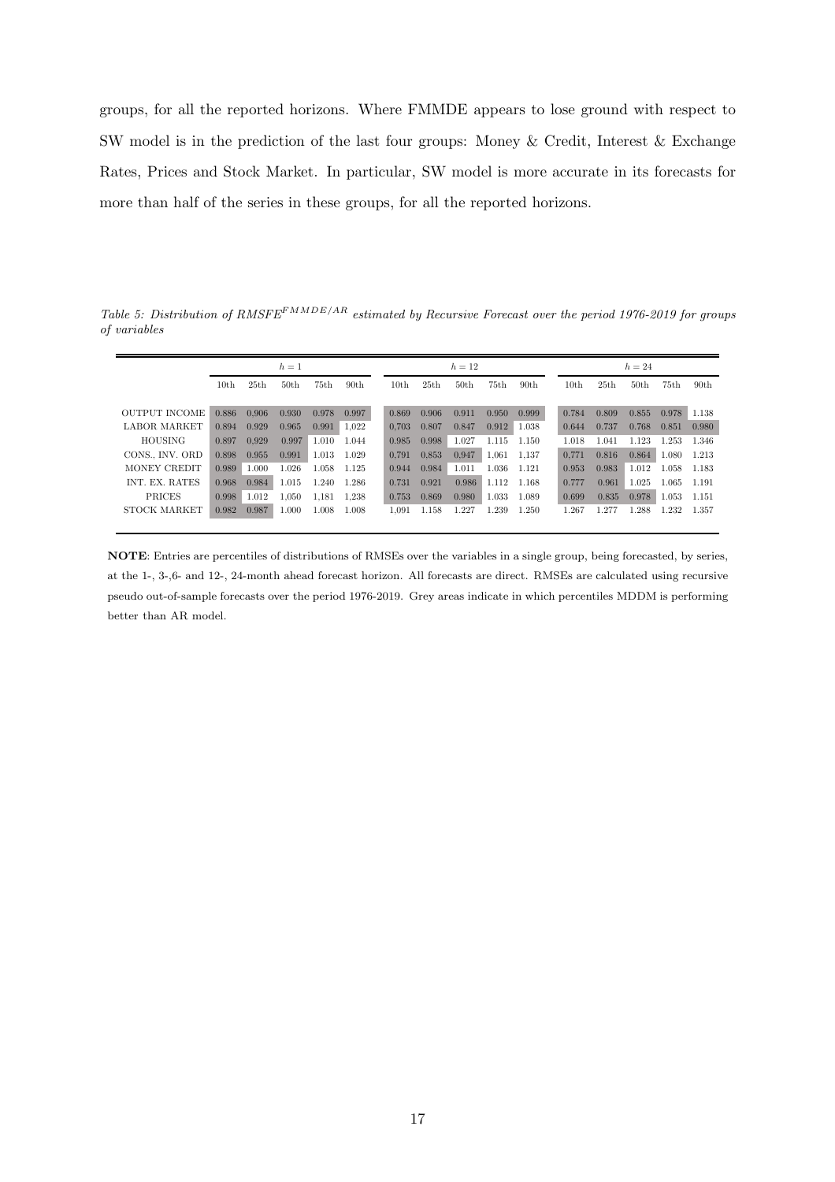groups, for all the reported horizons. Where FMMDE appears to lose ground with respect to SW model is in the prediction of the last four groups: Money & Credit, Interest & Exchange Rates, Prices and Stock Market. In particular, SW model is more accurate in its forecasts for more than half of the series in these groups, for all the reported horizons.

*Table 5: Distribution of $RMSFE^{FMMDE/AR}$ estimated by Recursive Forecast over the period 1976-2019 for groups of variables*

| | $h=1$ | | | | | $h=12$ | | | | | $h=24$ | | | | |
|---|---|---|---|---|---|---|---|---|---|---|---|---|---|---|---|
| | 10th | 25th | 50th | 75th | 90th | 10th | 25th | 50th | 75th | 90th | 10th | 25th | 50th | 75th | 90th |
| OUTPUT INCOME | 0.886 | 0.906 | 0.930 | 0.978 | 0.997 | 0.869 | 0.906 | 0.911 | 0.950 | 0.999 | 0.784 | 0.809 | 0.855 | 0.978 | 1.138 |
| LABOR MARKET | 0.894 | 0.929 | 0.965 | 0.991 | 1,022 | 0,703 | 0.807 | 0.847 | 0.912 | 1.038 | 0.644 | 0.737 | 0.768 | 0.851 | 0.980 |
| HOUSING | 0.897 | 0,929 | 0.997 | 1.010 | 1.044 | 0.985 | 0.998 | 1.027 | 1.115 | 1.150 | 1.018 | 1.041 | 1.123 | 1.253 | 1.346 |
| CONS., INV. ORD | 0.898 | 0.955 | 0.991 | 1.013 | 1.029 | 0,791 | 0,853 | 0,947 | 1,061 | 1,137 | 0,771 | 0.816 | 0.864 | 1.080 | 1.213 |
| MONEY CREDIT | 0.989 | 1.000 | 1.026 | 1.058 | 1.125 | 0.944 | 0.984 | 1.011 | 1.036 | 1.121 | 0.953 | 0.983 | 1.012 | 1.058 | 1.183 |
| INT. EX. RATES | 0.968 | 0.984 | 1.015 | 1.240 | 1.286 | 0.731 | 0.921 | 0.986 | 1.112 | 1.168 | 0.777 | 0.961 | 1.025 | 1.065 | 1.191 |
| PRICES | 0.998 | 1.012 | 1,050 | 1,181 | 1,238 | 0.753 | 0.869 | 0.980 | 1.033 | 1.089 | 0.699 | 0.835 | 0.978 | 1.053 | 1.151 |
| STOCK MARKET | 0.982 | 0.987 | 1.000 | 1.008 | 1.008 | 1,091 | 1.158 | 1.227 | 1.239 | 1.250 | 1.267 | 1.277 | 1.288 | 1.232 | 1.357 |

**NOTE**: Entries are percentiles of distributions of RMSEs over the variables in a single group, being forecasted, by series, at the 1-, 3-,6- and 12-, 24-month ahead forecast horizon. All forecasts are direct. RMSEs are calculated using recursive pseudo out-of-sample forecasts over the period 1976-2019. Grey areas indicate in which percentiles MDDM is performing better than AR model.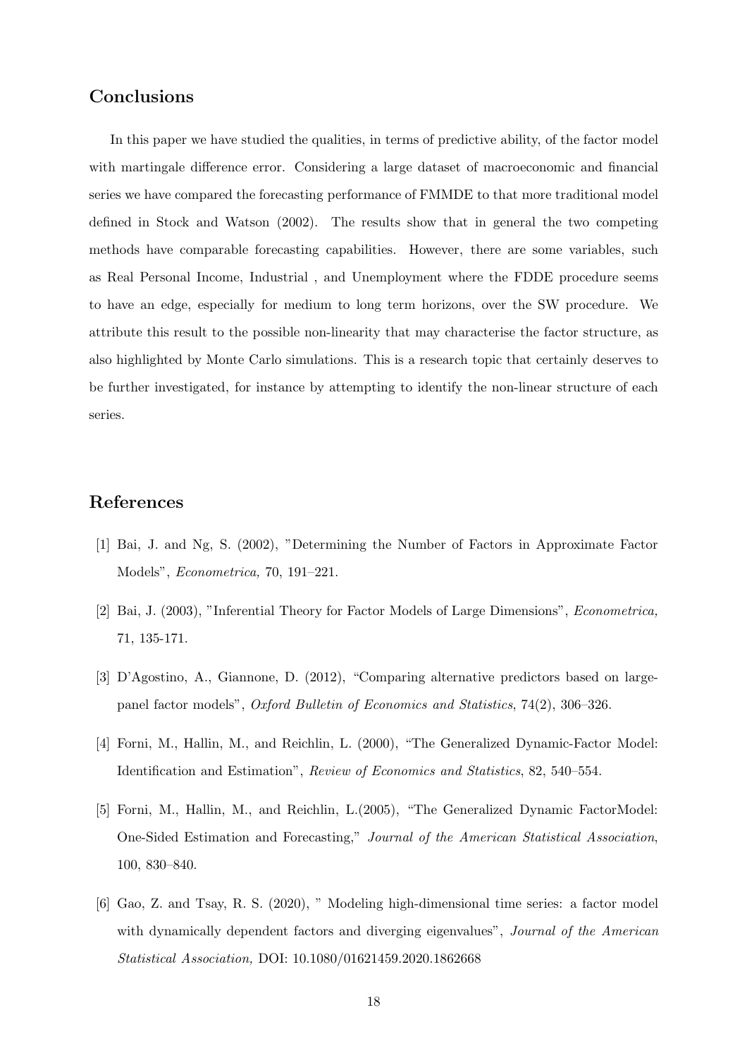## Conclusions

In this paper we have studied the qualities, in terms of predictive ability, of the factor model with martingale difference error. Considering a large dataset of macroeconomic and financial series we have compared the forecasting performance of FMMDE to that more traditional model defined in Stock and Watson (2002). The results show that in general the two competing methods have comparable forecasting capabilities. However, there are some variables, such as Real Personal Income, Industrial , and Unemployment where the FDDE procedure seems to have an edge, especially for medium to long term horizons, over the SW procedure. We attribute this result to the possible non-linearity that may characterise the factor structure, as also highlighted by Monte Carlo simulations. This is a research topic that certainly deserves to be further investigated, for instance by attempting to identify the non-linear structure of each series.

## References

[1] Bai, J. and Ng, S. (2002), "Determining the Number of Factors in Approximate Factor Models", *Econometrica,* 70, 191–221.

[2] Bai, J. (2003), "Inferential Theory for Factor Models of Large Dimensions", *Econometrica,* 71, 135-171.

[3] D'Agostino, A., Giannone, D. (2012), "Comparing alternative predictors based on large-panel factor models", *Oxford Bulletin of Economics and Statistics*, 74(2), 306–326.

[4] Forni, M., Hallin, M., and Reichlin, L. (2000), "The Generalized Dynamic-Factor Model: Identification and Estimation", *Review of Economics and Statistics*, 82, 540–554.

[5] Forni, M., Hallin, M., and Reichlin, L.(2005), "The Generalized Dynamic FactorModel: One-Sided Estimation and Forecasting," *Journal of the American Statistical Association*, 100, 830–840.

[6] Gao, Z. and Tsay, R. S. (2020), " Modeling high-dimensional time series: a factor model with dynamically dependent factors and diverging eigenvalues", *Journal of the American Statistical Association,* DOI: 10.1080/01621459.2020.1862668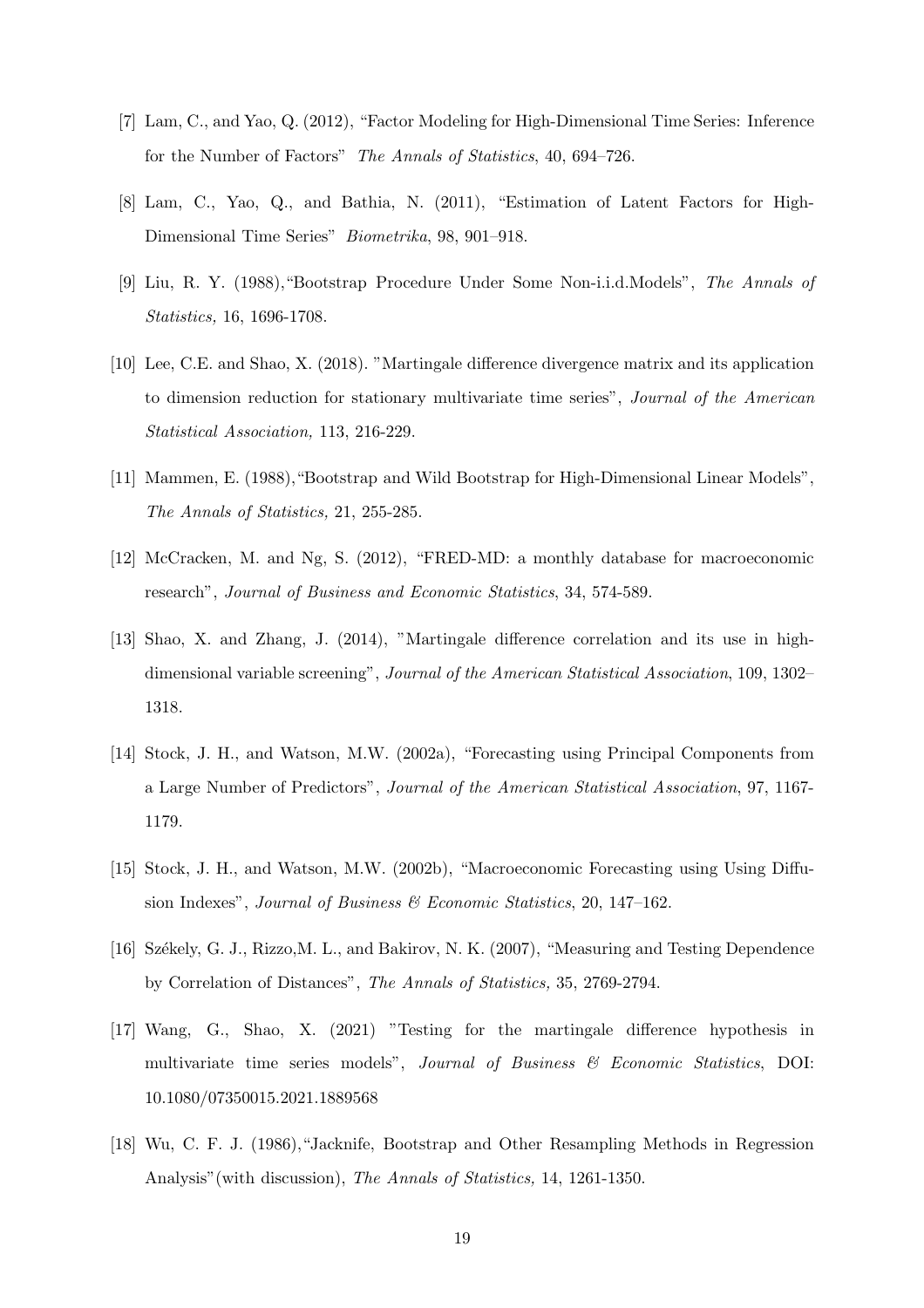[7] Lam, C., and Yao, Q. (2012), "Factor Modeling for High-Dimensional Time Series: Inference for the Number of Factors" *The Annals of Statistics*, 40, 694–726.

[8] Lam, C., Yao, Q., and Bathia, N. (2011), "Estimation of Latent Factors for High-Dimensional Time Series" *Biometrika*, 98, 901–918.

[9] Liu, R. Y. (1988),"Bootstrap Procedure Under Some Non-i.i.d.Models", *The Annals of Statistics,* 16, 1696-1708.

[10] Lee, C.E. and Shao, X. (2018). "Martingale difference divergence matrix and its application to dimension reduction for stationary multivariate time series", *Journal of the American Statistical Association,* 113, 216-229.

[11] Mammen, E. (1988),"Bootstrap and Wild Bootstrap for High-Dimensional Linear Models", *The Annals of Statistics,* 21, 255-285.

[12] McCracken, M. and Ng, S. (2012), "FRED-MD: a monthly database for macroeconomic research", *Journal of Business and Economic Statistics*, 34, 574-589.

[13] Shao, X. and Zhang, J. (2014), "Martingale difference correlation and its use in high-dimensional variable screening", *Journal of the American Statistical Association*, 109, 1302–1318.

[14] Stock, J. H., and Watson, M.W. (2002a), "Forecasting using Principal Components from a Large Number of Predictors", *Journal of the American Statistical Association*, 97, 1167-1179.

[15] Stock, J. H., and Watson, M.W. (2002b), "Macroeconomic Forecasting using Using Diffusion Indexes", *Journal of Business & Economic Statistics*, 20, 147–162.

[16] Székely, G. J., Rizzo,M. L., and Bakirov, N. K. (2007), "Measuring and Testing Dependence by Correlation of Distances", *The Annals of Statistics,* 35, 2769-2794.

[17] Wang, G., Shao, X. (2021) "Testing for the martingale difference hypothesis in multivariate time series models", *Journal of Business & Economic Statistics*, DOI: 10.1080/07350015.2021.1889568

[18] Wu, C. F. J. (1986),"Jacknife, Bootstrap and Other Resampling Methods in Regression Analysis"(with discussion), *The Annals of Statistics,* 14, 1261-1350.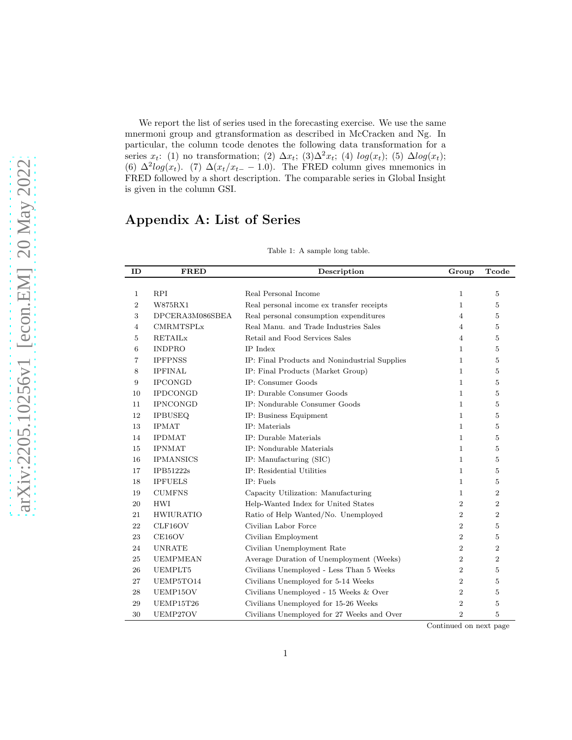We report the list of series used in the forecasting exercise. We use the same mnermoni group and gtransformation as described in McCracken and Ng. In particular, the column tcode denotes the following data transformation for a series $x_t$: (1) no transformation; (2) $\Delta x_t$; (3)$\Delta^2 x_t$; (4) $log(x_t)$; (5) $\Delta log(x_t)$; (6) $\Delta^2 log(x_t)$. (7) $\Delta(x_t/x_{t-} - 1.0)$. The FRED column gives mnemonics in FRED followed by a short description. The comparable series in Global Insight is given in the column GSI.

# Appendix A: List of Series

Table 1: A sample long table.

| ID | FRED | Description | Group | Tcode |
|---|---|---|---|---|
| 1 | RPI | Real Personal Income | 1 | 5 |
| 2 | W875RX1 | Real personal income ex transfer receipts | 1 | 5 |
| 3 | DPCERA3M086SBEA | Real personal consumption expenditures | 4 | 5 |
| 4 | CMRMTSPLx | Real Manu. and Trade Industries Sales | 4 | 5 |
| 5 | RETAILx | Retail and Food Services Sales | 4 | 5 |
| 6 | INDPRO | IP Index | 1 | 5 |
| 7 | IPFPNSS | IP: Final Products and Nonindustrial Supplies | 1 | 5 |
| 8 | IPFINAL | IP: Final Products (Market Group) | 1 | 5 |
| 9 | IPCONGD | IP: Consumer Goods | 1 | 5 |
| 10 | IPDCONGD | IP: Durable Consumer Goods | 1 | 5 |
| 11 | IPNCONGD | IP: Nondurable Consumer Goods | 1 | 5 |
| 12 | IPBUSEQ | IP: Business Equipment | 1 | 5 |
| 13 | IPMAT | IP: Materials | 1 | 5 |
| 14 | IPDMAT | IP: Durable Materials | 1 | 5 |
| 15 | IPNMAT | IP: Nondurable Materials | 1 | 5 |
| 16 | IPMANSICS | IP: Manufacturing (SIC) | 1 | 5 |
| 17 | IPB51222s | IP: Residential Utilities | 1 | 5 |
| 18 | IPFUELS | IP: Fuels | 1 | 5 |
| 19 | CUMFNS | Capacity Utilization: Manufacturing | 1 | 2 |
| 20 | HWI | Help-Wanted Index for United States | 2 | 2 |
| 21 | HWIURATIO | Ratio of Help Wanted/No. Unemployed | 2 | 2 |
| 22 | CLF16OV | Civilian Labor Force | 2 | 5 |
| 23 | CE16OV | Civilian Employment | 2 | 5 |
| 24 | UNRATE | Civilian Unemployment Rate | 2 | 2 |
| 25 | UEMPMEAN | Average Duration of Unemployment (Weeks) | 2 | 2 |
| 26 | UEMPLT5 | Civilians Unemployed - Less Than 5 Weeks | 2 | 5 |
| 27 | UEMP5TO14 | Civilians Unemployed for 5-14 Weeks | 2 | 5 |
| 28 | UEMP15OV | Civilians Unemployed - 15 Weeks & Over | 2 | 5 |
| 29 | UEMP15T26 | Civilians Unemployed for 15-26 Weeks | 2 | 5 |
| 30 | UEMP27OV | Civilians Unemployed for 27 Weeks and Over | 2 | 5 |

Continued on next page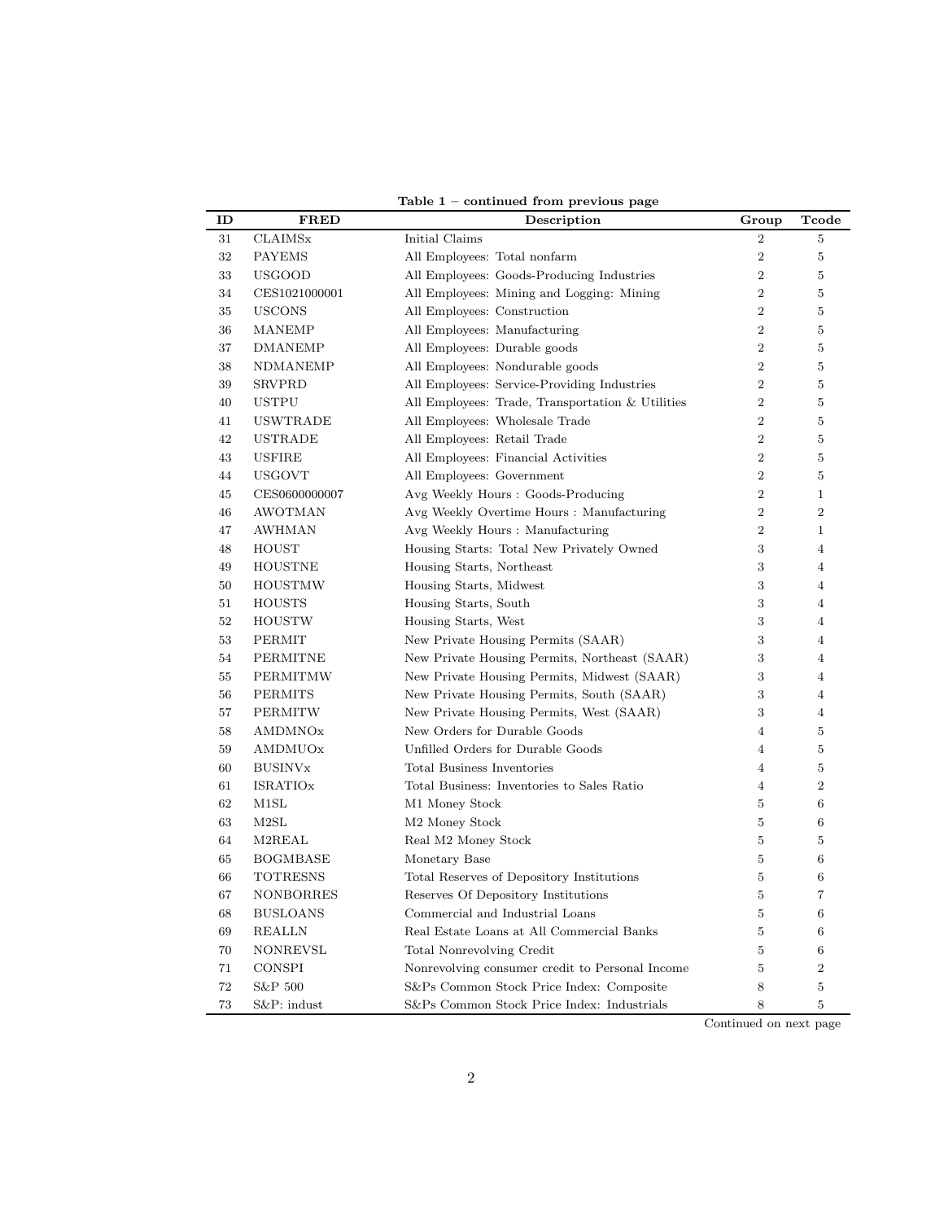**Table 1 – continued from previous page**

| ID | FRED | Description | Group | Tcode |
|---|---|---|---|---|
| 31 | CLAIMSx | Initial Claims | 2 | 5 |
| 32 | PAYEMS | All Employees: Total nonfarm | 2 | 5 |
| 33 | USGOOD | All Employees: Goods-Producing Industries | 2 | 5 |
| 34 | CES1021000001 | All Employees: Mining and Logging: Mining | 2 | 5 |
| 35 | USCONS | All Employees: Construction | 2 | 5 |
| 36 | MANEMP | All Employees: Manufacturing | 2 | 5 |
| 37 | DMANEMP | All Employees: Durable goods | 2 | 5 |
| 38 | NDMANEMP | All Employees: Nondurable goods | 2 | 5 |
| 39 | SRVPRD | All Employees: Service-Providing Industries | 2 | 5 |
| 40 | USTPU | All Employees: Trade, Transportation & Utilities | 2 | 5 |
| 41 | USWTRADE | All Employees: Wholesale Trade | 2 | 5 |
| 42 | USTRADE | All Employees: Retail Trade | 2 | 5 |
| 43 | USFIRE | All Employees: Financial Activities | 2 | 5 |
| 44 | USGOVT | All Employees: Government | 2 | 5 |
| 45 | CES0600000007 | Avg Weekly Hours : Goods-Producing | 2 | 1 |
| 46 | AWOTMAN | Avg Weekly Overtime Hours : Manufacturing | 2 | 2 |
| 47 | AWHMAN | Avg Weekly Hours : Manufacturing | 2 | 1 |
| 48 | HOUST | Housing Starts: Total New Privately Owned | 3 | 4 |
| 49 | HOUSTNE | Housing Starts, Northeast | 3 | 4 |
| 50 | HOUSTMW | Housing Starts, Midwest | 3 | 4 |
| 51 | HOUSTS | Housing Starts, South | 3 | 4 |
| 52 | HOUSTW | Housing Starts, West | 3 | 4 |
| 53 | PERMIT | New Private Housing Permits (SAAR) | 3 | 4 |
| 54 | PERMITNE | New Private Housing Permits, Northeast (SAAR) | 3 | 4 |
| 55 | PERMITMW | New Private Housing Permits, Midwest (SAAR) | 3 | 4 |
| 56 | PERMITS | New Private Housing Permits, South (SAAR) | 3 | 4 |
| 57 | PERMITW | New Private Housing Permits, West (SAAR) | 3 | 4 |
| 58 | AMDMNOx | New Orders for Durable Goods | 4 | 5 |
| 59 | AMDMUOx | Unfilled Orders for Durable Goods | 4 | 5 |
| 60 | BUSINVx | Total Business Inventories | 4 | 5 |
| 61 | ISRATIOx | Total Business: Inventories to Sales Ratio | 4 | 2 |
| 62 | M1SL | M1 Money Stock | 5 | 6 |
| 63 | M2SL | M2 Money Stock | 5 | 6 |
| 64 | M2REAL | Real M2 Money Stock | 5 | 5 |
| 65 | BOGMBASE | Monetary Base | 5 | 6 |
| 66 | TOTRESNS | Total Reserves of Depository Institutions | 5 | 6 |
| 67 | NONBORRES | Reserves Of Depository Institutions | 5 | 7 |
| 68 | BUSLOANS | Commercial and Industrial Loans | 5 | 6 |
| 69 | REALLN | Real Estate Loans at All Commercial Banks | 5 | 6 |
| 70 | NONREVSL | Total Nonrevolving Credit | 5 | 6 |
| 71 | CONSPI | Nonrevolving consumer credit to Personal Income | 5 | 2 |
| 72 | S&P 500 | S&Ps Common Stock Price Index: Composite | 8 | 5 |
| 73 | S&P: indust | S&Ps Common Stock Price Index: Industrials | 8 | 5 |

Continued on next page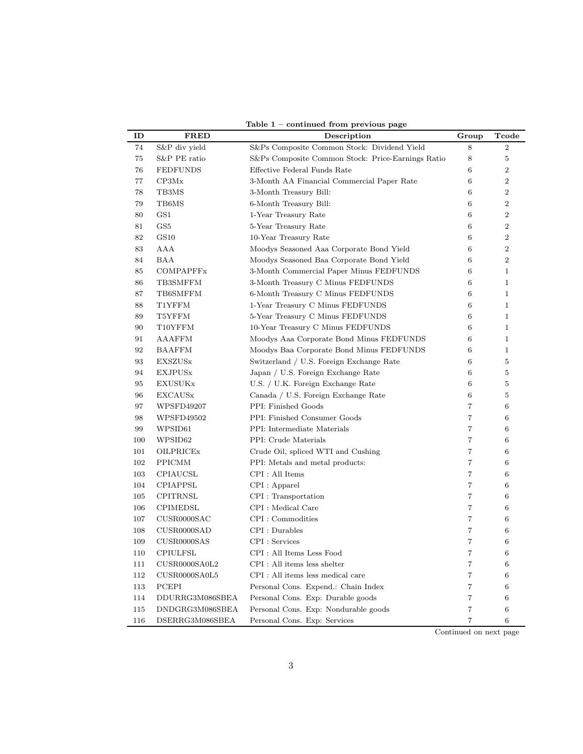**Table 1 – continued from previous page**

| ID | FRED | Description | Group | Tcode |
|---|---|---|---|---|
| 74 | S&P div yield | S&Ps Composite Common Stock: Dividend Yield | 8 | 2 |
| 75 | S&P PE ratio | S&Ps Composite Common Stock: Price-Earnings Ratio | 8 | 5 |
| 76 | FEDFUNDS | Effective Federal Funds Rate | 6 | 2 |
| 77 | CP3Mx | 3-Month AA Financial Commercial Paper Rate | 6 | 2 |
| 78 | TB3MS | 3-Month Treasury Bill: | 6 | 2 |
| 79 | TB6MS | 6-Month Treasury Bill: | 6 | 2 |
| 80 | GS1 | 1-Year Treasury Rate | 6 | 2 |
| 81 | GS5 | 5-Year Treasury Rate | 6 | 2 |
| 82 | GS10 | 10-Year Treasury Rate | 6 | 2 |
| 83 | AAA | Moodys Seasoned Aaa Corporate Bond Yield | 6 | 2 |
| 84 | BAA | Moodys Seasoned Baa Corporate Bond Yield | 6 | 2 |
| 85 | COMPAPFFx | 3-Month Commercial Paper Minus FEDFUNDS | 6 | 1 |
| 86 | TB3SMFFM | 3-Month Treasury C Minus FEDFUNDS | 6 | 1 |
| 87 | TB6SMFFM | 6-Month Treasury C Minus FEDFUNDS | 6 | 1 |
| 88 | T1YFFM | 1-Year Treasury C Minus FEDFUNDS | 6 | 1 |
| 89 | T5YFFM | 5-Year Treasury C Minus FEDFUNDS | 6 | 1 |
| 90 | T10YFFM | 10-Year Treasury C Minus FEDFUNDS | 6 | 1 |
| 91 | AAAFFM | Moodys Aaa Corporate Bond Minus FEDFUNDS | 6 | 1 |
| 92 | BAAFFM | Moodys Baa Corporate Bond Minus FEDFUNDS | 6 | 1 |
| 93 | EXSZUSx | Switzerland / U.S. Foreign Exchange Rate | 6 | 5 |
| 94 | EXJPUSx | Japan / U.S. Foreign Exchange Rate | 6 | 5 |
| 95 | EXUSUKx | U.S. / U.K. Foreign Exchange Rate | 6 | 5 |
| 96 | EXCAUSx | Canada / U.S. Foreign Exchange Rate | 6 | 5 |
| 97 | WPSFD49207 | PPI: Finished Goods | 7 | 6 |
| 98 | WPSFD49502 | PPI: Finished Consumer Goods | 7 | 6 |
| 99 | WPSID61 | PPI: Intermediate Materials | 7 | 6 |
| 100 | WPSID62 | PPI: Crude Materials | 7 | 6 |
| 101 | OILPRICEx | Crude Oil, spliced WTI and Cushing | 7 | 6 |
| 102 | PPICMM | PPI: Metals and metal products: | 7 | 6 |
| 103 | CPIAUCSL | CPI : All Items | 7 | 6 |
| 104 | CPIAPPSL | CPI : Apparel | 7 | 6 |
| 105 | CPITRNSL | CPI : Transportation | 7 | 6 |
| 106 | CPIMEDSL | CPI : Medical Care | 7 | 6 |
| 107 | CUSR0000SAC | CPI : Commodities | 7 | 6 |
| 108 | CUSR0000SAD | CPI : Durables | 7 | 6 |
| 109 | CUSR0000SAS | CPI : Services | 7 | 6 |
| 110 | CPIULFSL | CPI : All Items Less Food | 7 | 6 |
| 111 | CUSR0000SA0L2 | CPI : All items less shelter | 7 | 6 |
| 112 | CUSR0000SA0L5 | CPI : All items less medical care | 7 | 6 |
| 113 | PCEPI | Personal Cons. Expend.: Chain Index | 7 | 6 |
| 114 | DDURRG3M086SBEA | Personal Cons. Exp: Durable goods | 7 | 6 |
| 115 | DNDGRG3M086SBEA | Personal Cons. Exp: Nondurable goods | 7 | 6 |
| 116 | DSERRG3M086SBEA | Personal Cons. Exp: Services | 7 | 6 |

Continued on next page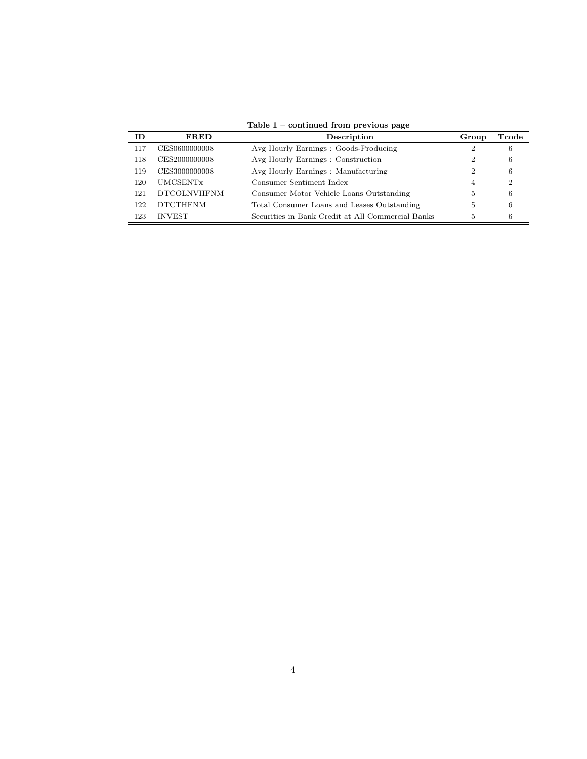**Table 1 – continued from previous page**

| ID | FRED | Description | Group | Tcode |
|---|---|---|---|---|
| 117 | CES0600000008 | Avg Hourly Earnings : Goods-Producing | 2 | 6 |
| 118 | CES2000000008 | Avg Hourly Earnings : Construction | 2 | 6 |
| 119 | CES3000000008 | Avg Hourly Earnings : Manufacturing | 2 | 6 |
| 120 | UMCSENTx | Consumer Sentiment Index | 4 | 2 |
| 121 | DTCOLNVHFNM | Consumer Motor Vehicle Loans Outstanding | 5 | 6 |
| 122 | DTCTHFNM | Total Consumer Loans and Leases Outstanding | 5 | 6 |
| 123 | INVEST | Securities in Bank Credit at All Commercial Banks | 5 | 6 |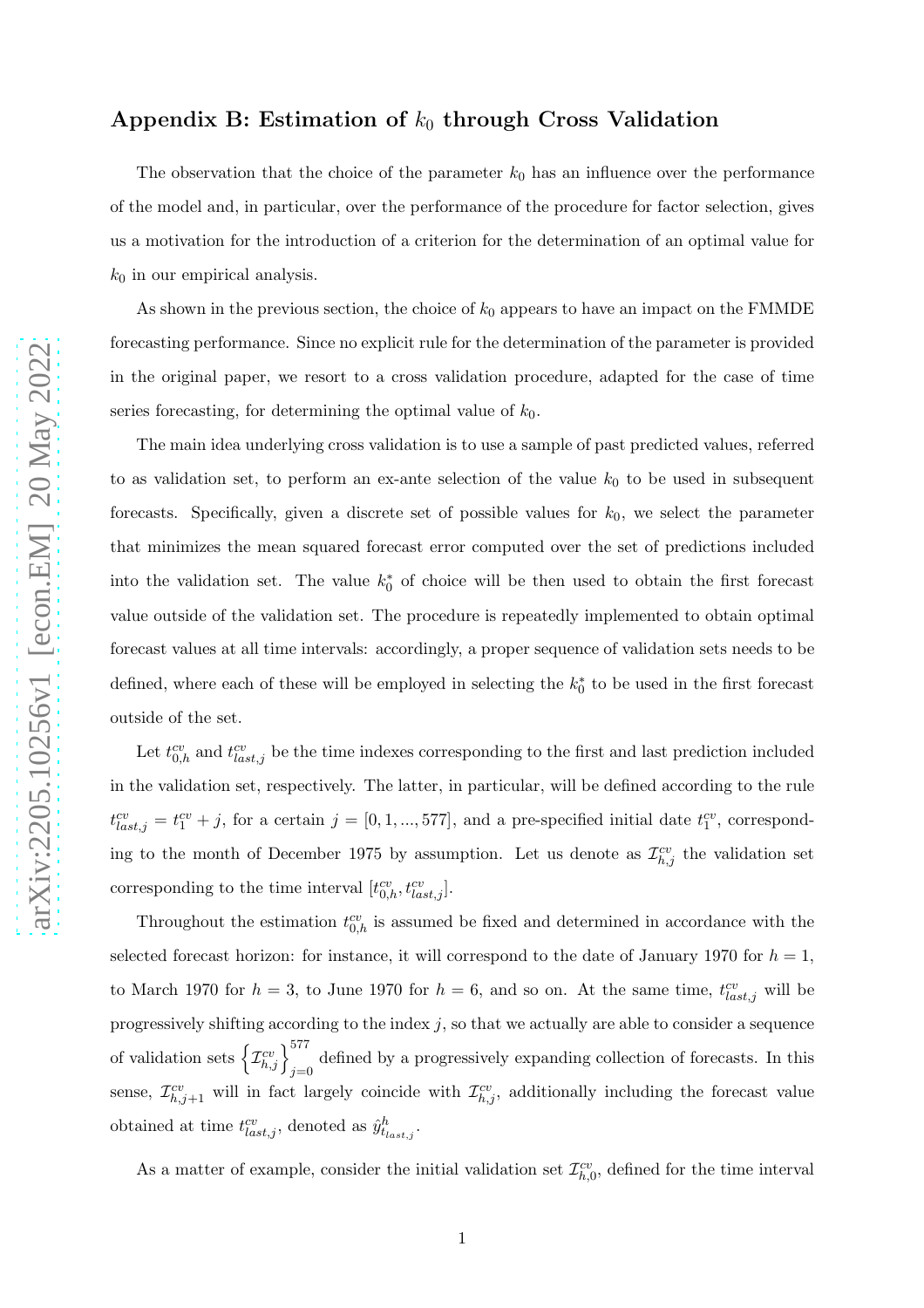## Appendix B: Estimation of $k_0$ through Cross Validation

The observation that the choice of the parameter $k_0$ has an influence over the performance of the model and, in particular, over the performance of the procedure for factor selection, gives us a motivation for the introduction of a criterion for the determination of an optimal value for $k_0$ in our empirical analysis.

As shown in the previous section, the choice of $k_0$ appears to have an impact on the FMMDE forecasting performance. Since no explicit rule for the determination of the parameter is provided in the original paper, we resort to a cross validation procedure, adapted for the case of time series forecasting, for determining the optimal value of $k_0$.

The main idea underlying cross validation is to use a sample of past predicted values, referred to as validation set, to perform an ex-ante selection of the value $k_0$ to be used in subsequent forecasts. Specifically, given a discrete set of possible values for $k_0$, we select the parameter that minimizes the mean squared forecast error computed over the set of predictions included into the validation set. The value $k_0^*$ of choice will be then used to obtain the first forecast value outside of the validation set. The procedure is repeatedly implemented to obtain optimal forecast values at all time intervals: accordingly, a proper sequence of validation sets needs to be defined, where each of these will be employed in selecting the $k_0^*$ to be used in the first forecast outside of the set.

Let $t_{0,h}^{cv}$ and $t_{last,j}^{cv}$ be the time indexes corresponding to the first and last prediction included in the validation set, respectively. The latter, in particular, will be defined according to the rule $t_{last,j}^{cv} = t_1^{cv} + j$, for a certain $j = [0, 1, ..., 577]$, and a pre-specified initial date $t_1^{cv}$, corresponding to the month of December 1975 by assumption. Let us denote as $\mathcal{I}_{h,j}^{cv}$ the validation set corresponding to the time interval $[t_{0,h}^{cv}, t_{last,j}^{cv}]$.

Throughout the estimation $t_{0,h}^{cv}$ is assumed be fixed and determined in accordance with the selected forecast horizon: for instance, it will correspond to the date of January 1970 for $h = 1$, to March 1970 for $h = 3$, to June 1970 for $h = 6$, and so on. At the same time, $t_{last,j}^{cv}$ will be progressively shifting according to the index $j$, so that we actually are able to consider a sequence of validation sets $\left\{\mathcal{I}_{h,j}^{cv}\right\}_{j=0}^{577}$ defined by a progressively expanding collection of forecasts. In this sense, $\mathcal{I}_{h,j+1}^{cv}$ will in fact largely coincide with $\mathcal{I}_{h,j}^{cv}$, additionally including the forecast value obtained at time $t_{last,j}^{cv}$, denoted as $\hat{y}_{t_{last,j}}^{h}$.

As a matter of example, consider the initial validation set $\mathcal{I}_{h,0}^{cv}$, defined for the time interval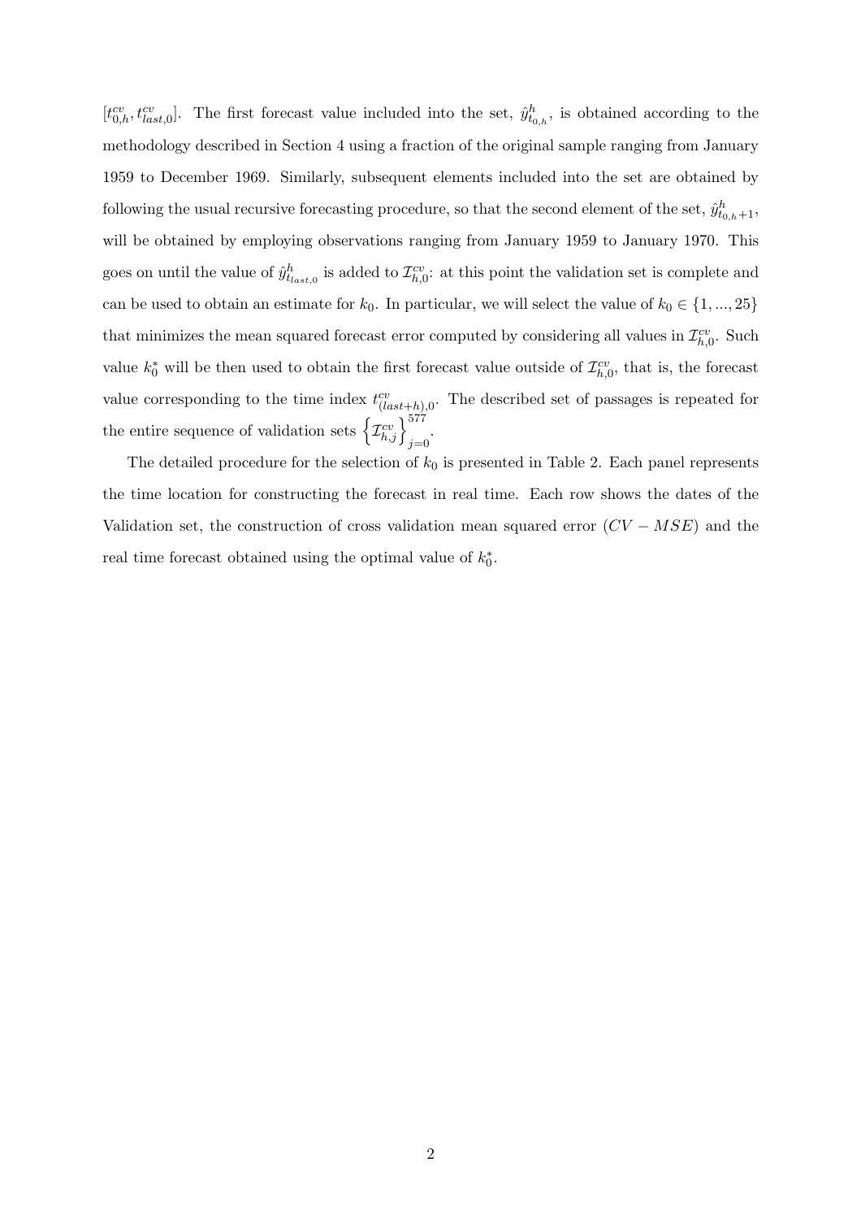$[t^{cv}_{0,h}, t^{cv}_{last,0}]$. The first forecast value included into the set, $\hat{y}^h_{t_{0,h}}$, is obtained according to the methodology described in Section 4 using a fraction of the original sample ranging from January 1959 to December 1969. Similarly, subsequent elements included into the set are obtained by following the usual recursive forecasting procedure, so that the second element of the set, $\hat{y}^h_{t_{0,h}+1}$, will be obtained by employing observations ranging from January 1959 to January 1970. This goes on until the value of $\hat{y}^h_{t_{last,0}}$ is added to $\mathcal{I}^{cv}_{h,0}$: at this point the validation set is complete and can be used to obtain an estimate for $k_0$. In particular, we will select the value of $k_0 \in \{1, ..., 25\}$ that minimizes the mean squared forecast error computed by considering all values in $\mathcal{I}^{cv}_{h,0}$. Such value $k^*_0$ will be then used to obtain the first forecast value outside of $\mathcal{I}^{cv}_{h,0}$, that is, the forecast value corresponding to the time index $t^{cv}_{(last+h),0}$. The described set of passages is repeated for the entire sequence of validation sets $\left\{\mathcal{I}^{cv}_{h,j}\right\}^{577}_{j=0}$.

The detailed procedure for the selection of $k_0$ is presented in Table 2. Each panel represents the time location for constructing the forecast in real time. Each row shows the dates of the Validation set, the construction of cross validation mean squared error ($CV - MSE$) and the real time forecast obtained using the optimal value of $k^*_0$.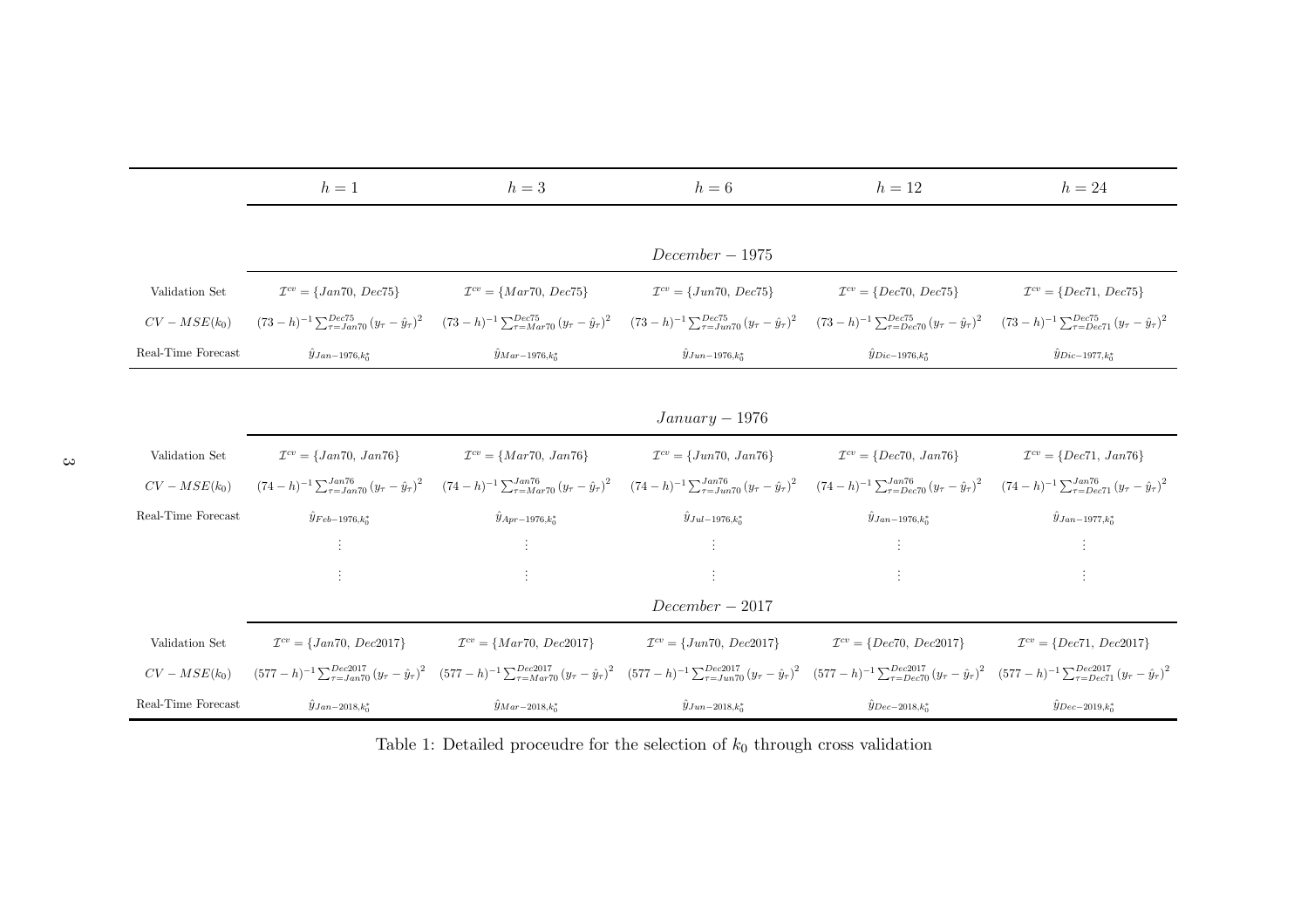| | $h=1$ | $h=3$ | $h=6$ | $h=12$ | $h=24$ |
|---|---|---|---|---|---|
| | | | $December-1975$ | | |
| Validation Set | $\mathcal{I}^{cv}=\{Jan70,\ Dec75\}$ | $\mathcal{I}^{cv}=\{Mar70,\ Dec75\}$ | $\mathcal{I}^{cv}=\{Jun70,\ Dec75\}$ | $\mathcal{I}^{cv}=\{Dec70,\ Dec75\}$ | $\mathcal{I}^{cv}=\{Dec71,\ Dec75\}$ |
| $CV-MSE(k_0)$ | $(73-h)^{-1}\sum_{\tau=Jan70}^{Dec75}(y_\tau-\hat{y}_\tau)^2$ | $(73-h)^{-1}\sum_{\tau=Mar70}^{Dec75}(y_\tau-\hat{y}_\tau)^2$ | $(73-h)^{-1}\sum_{\tau=Jun70}^{Dec75}(y_\tau-\hat{y}_\tau)^2$ | $(73-h)^{-1}\sum_{\tau=Dec70}^{Dec75}(y_\tau-\hat{y}_\tau)^2$ | $(73-h)^{-1}\sum_{\tau=Dec71}^{Dec75}(y_\tau-\hat{y}_\tau)^2$ |
| Real-Time Forecast | $\hat{y}_{Jan-1976,k_0^*}$ | $\hat{y}_{Mar-1976,k_0^*}$ | $\hat{y}_{Jun-1976,k_0^*}$ | $\hat{y}_{Dic-1976,k_0^*}$ | $\hat{y}_{Dic-1977,k_0^*}$ |
| | | | $January-1976$ | | |
| Validation Set | $\mathcal{I}^{cv}=\{Jan70,\ Jan76\}$ | $\mathcal{I}^{cv}=\{Mar70,\ Jan76\}$ | $\mathcal{I}^{cv}=\{Jun70,\ Jan76\}$ | $\mathcal{I}^{cv}=\{Dec70,\ Jan76\}$ | $\mathcal{I}^{cv}=\{Dec71,\ Jan76\}$ |
| $CV-MSE(k_0)$ | $(74-h)^{-1}\sum_{\tau=Jan70}^{Jan76}(y_\tau-\hat{y}_\tau)^2$ | $(74-h)^{-1}\sum_{\tau=Mar70}^{Jan76}(y_\tau-\hat{y}_\tau)^2$ | $(74-h)^{-1}\sum_{\tau=Jun70}^{Jan76}(y_\tau-\hat{y}_\tau)^2$ | $(74-h)^{-1}\sum_{\tau=Dec70}^{Jan76}(y_\tau-\hat{y}_\tau)^2$ | $(74-h)^{-1}\sum_{\tau=Dec71}^{Jan76}(y_\tau-\hat{y}_\tau)^2$ |
| Real-Time Forecast | $\hat{y}_{Feb-1976,k_0^*}$ | $\hat{y}_{Apr-1976,k_0^*}$ | $\hat{y}_{Jul-1976,k_0^*}$ | $\hat{y}_{Jan-1976,k_0^*}$ | $\hat{y}_{Jan-1977,k_0^*}$ |
| | $\vdots$ | $\vdots$ | $\vdots$ | $\vdots$ | $\vdots$ |
| | $\vdots$ | $\vdots$ | $\vdots$ | $\vdots$ | $\vdots$ |
| | | | $December-2017$ | | |
| Validation Set | $\mathcal{I}^{cv}=\{Jan70,\ Dec2017\}$ | $\mathcal{I}^{cv}=\{Mar70,\ Dec2017\}$ | $\mathcal{I}^{cv}=\{Jun70,\ Dec2017\}$ | $\mathcal{I}^{cv}=\{Dec70,\ Dec2017\}$ | $\mathcal{I}^{cv}=\{Dec71,\ Dec2017\}$ |
| $CV-MSE(k_0)$ | $(577-h)^{-1}\sum_{\tau=Jan70}^{Dec2017}(y_\tau-\hat{y}_\tau)^2$ | $(577-h)^{-1}\sum_{\tau=Mar70}^{Dec2017}(y_\tau-\hat{y}_\tau)^2$ | $(577-h)^{-1}\sum_{\tau=Jun70}^{Dec2017}(y_\tau-\hat{y}_\tau)^2$ | $(577-h)^{-1}\sum_{\tau=Dec70}^{Dec2017}(y_\tau-\hat{y}_\tau)^2$ | $(577-h)^{-1}\sum_{\tau=Dec71}^{Dec2017}(y_\tau-\hat{y}_\tau)^2$ |
| Real-Time Forecast | $\hat{y}_{Jan-2018,k_0^*}$ | $\hat{y}_{Mar-2018,k_0^*}$ | $\hat{y}_{Jun-2018,k_0^*}$ | $\hat{y}_{Dec-2018,k_0^*}$ | $\hat{y}_{Dec-2019,k_0^*}$ |

Table 1: Detailed proceudre for the selection of $k_0$ through cross validation